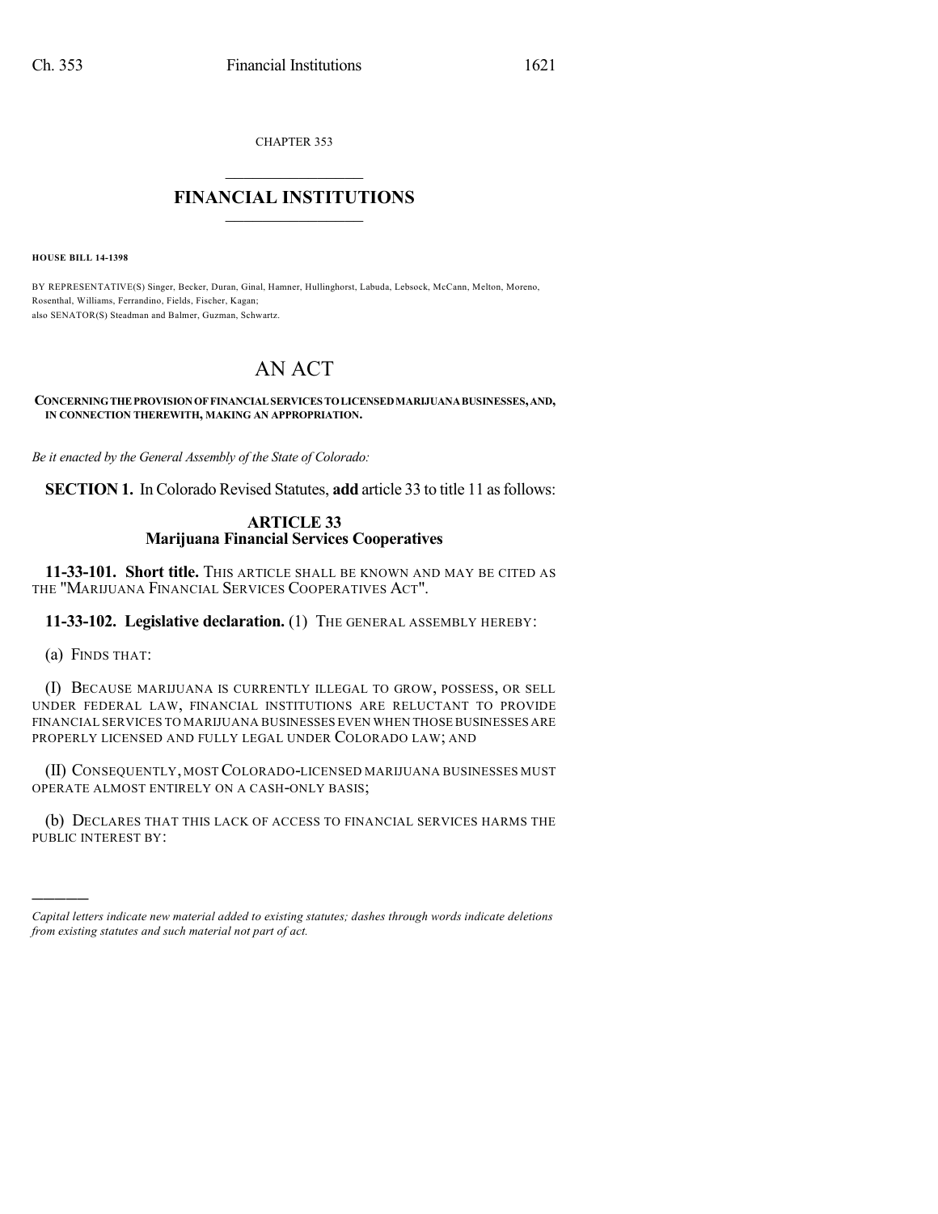CHAPTER 353

# FINANCIAL INSTITUTIONS

**HOUSE BILL 14-1398**

BY REPRESENTATIVE(S) Singer, Becker, Duran, Ginal, Hamner, Hullinghorst, Labuda, Lebsock, McCann, Melton, Moreno, Rosenthal, Williams, Ferrandino, Fields, Fischer, Kagan;
also SENATOR(S) Steadman and Balmer, Guzman, Schwartz.

# AN ACT

**CONCERNING THE PROVISION OF FINANCIAL SERVICES TO LICENSED MARIJUANA BUSINESSES, AND, IN CONNECTION THEREWITH, MAKING AN APPROPRIATION.**

*Be it enacted by the General Assembly of the State of Colorado:*

**SECTION 1.** In Colorado Revised Statutes, **add** article 33 to title 11 as follows:

## ARTICLE 33
## Marijuana Financial Services Cooperatives

**11-33-101. Short title.** THIS ARTICLE SHALL BE KNOWN AND MAY BE CITED AS THE "MARIJUANA FINANCIAL SERVICES COOPERATIVES ACT".

**11-33-102. Legislative declaration.** (1) THE GENERAL ASSEMBLY HEREBY:

(a) FINDS THAT:

(I) BECAUSE MARIJUANA IS CURRENTLY ILLEGAL TO GROW, POSSESS, OR SELL UNDER FEDERAL LAW, FINANCIAL INSTITUTIONS ARE RELUCTANT TO PROVIDE FINANCIAL SERVICES TO MARIJUANA BUSINESSES EVEN WHEN THOSE BUSINESSES ARE PROPERLY LICENSED AND FULLY LEGAL UNDER COLORADO LAW; AND

(II) CONSEQUENTLY, MOST COLORADO-LICENSED MARIJUANA BUSINESSES MUST OPERATE ALMOST ENTIRELY ON A CASH-ONLY BASIS;

(b) DECLARES THAT THIS LACK OF ACCESS TO FINANCIAL SERVICES HARMS THE PUBLIC INTEREST BY:

---

*Capital letters indicate new material added to existing statutes; dashes through words indicate deletions from existing statutes and such material not part of act.*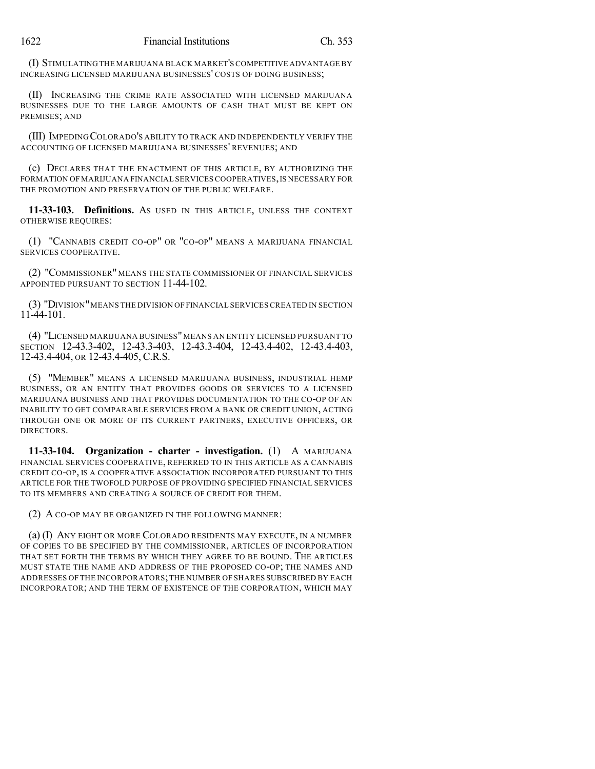(I) STIMULATING THE MARIJUANA BLACK MARKET'S COMPETITIVE ADVANTAGE BY INCREASING LICENSED MARIJUANA BUSINESSES' COSTS OF DOING BUSINESS;

(II) INCREASING THE CRIME RATE ASSOCIATED WITH LICENSED MARIJUANA BUSINESSES DUE TO THE LARGE AMOUNTS OF CASH THAT MUST BE KEPT ON PREMISES; AND

(III) IMPEDING COLORADO'S ABILITY TO TRACK AND INDEPENDENTLY VERIFY THE ACCOUNTING OF LICENSED MARIJUANA BUSINESSES' REVENUES; AND

(c) DECLARES THAT THE ENACTMENT OF THIS ARTICLE, BY AUTHORIZING THE FORMATION OF MARIJUANA FINANCIAL SERVICES COOPERATIVES, IS NECESSARY FOR THE PROMOTION AND PRESERVATION OF THE PUBLIC WELFARE.

**11-33-103. Definitions.** AS USED IN THIS ARTICLE, UNLESS THE CONTEXT OTHERWISE REQUIRES:

(1) "CANNABIS CREDIT CO-OP" OR "CO-OP" MEANS A MARIJUANA FINANCIAL SERVICES COOPERATIVE.

(2) "COMMISSIONER" MEANS THE STATE COMMISSIONER OF FINANCIAL SERVICES APPOINTED PURSUANT TO SECTION 11-44-102.

(3) "DIVISION" MEANS THE DIVISION OF FINANCIAL SERVICES CREATED IN SECTION 11-44-101.

(4) "LICENSED MARIJUANA BUSINESS" MEANS AN ENTITY LICENSED PURSUANT TO SECTION 12-43.3-402, 12-43.3-403, 12-43.3-404, 12-43.4-402, 12-43.4-403, 12-43.4-404, OR 12-43.4-405, C.R.S.

(5) "MEMBER" MEANS A LICENSED MARIJUANA BUSINESS, INDUSTRIAL HEMP BUSINESS, OR AN ENTITY THAT PROVIDES GOODS OR SERVICES TO A LICENSED MARIJUANA BUSINESS AND THAT PROVIDES DOCUMENTATION TO THE CO-OP OF AN INABILITY TO GET COMPARABLE SERVICES FROM A BANK OR CREDIT UNION, ACTING THROUGH ONE OR MORE OF ITS CURRENT PARTNERS, EXECUTIVE OFFICERS, OR DIRECTORS.

**11-33-104. Organization - charter - investigation.** (1) A MARIJUANA FINANCIAL SERVICES COOPERATIVE, REFERRED TO IN THIS ARTICLE AS A CANNABIS CREDIT CO-OP, IS A COOPERATIVE ASSOCIATION INCORPORATED PURSUANT TO THIS ARTICLE FOR THE TWOFOLD PURPOSE OF PROVIDING SPECIFIED FINANCIAL SERVICES TO ITS MEMBERS AND CREATING A SOURCE OF CREDIT FOR THEM.

(2) A CO-OP MAY BE ORGANIZED IN THE FOLLOWING MANNER:

(a) (I) ANY EIGHT OR MORE COLORADO RESIDENTS MAY EXECUTE, IN A NUMBER OF COPIES TO BE SPECIFIED BY THE COMMISSIONER, ARTICLES OF INCORPORATION THAT SET FORTH THE TERMS BY WHICH THEY AGREE TO BE BOUND. THE ARTICLES MUST STATE THE NAME AND ADDRESS OF THE PROPOSED CO-OP; THE NAMES AND ADDRESSES OF THE INCORPORATORS; THE NUMBER OF SHARES SUBSCRIBED BY EACH INCORPORATOR; AND THE TERM OF EXISTENCE OF THE CORPORATION, WHICH MAY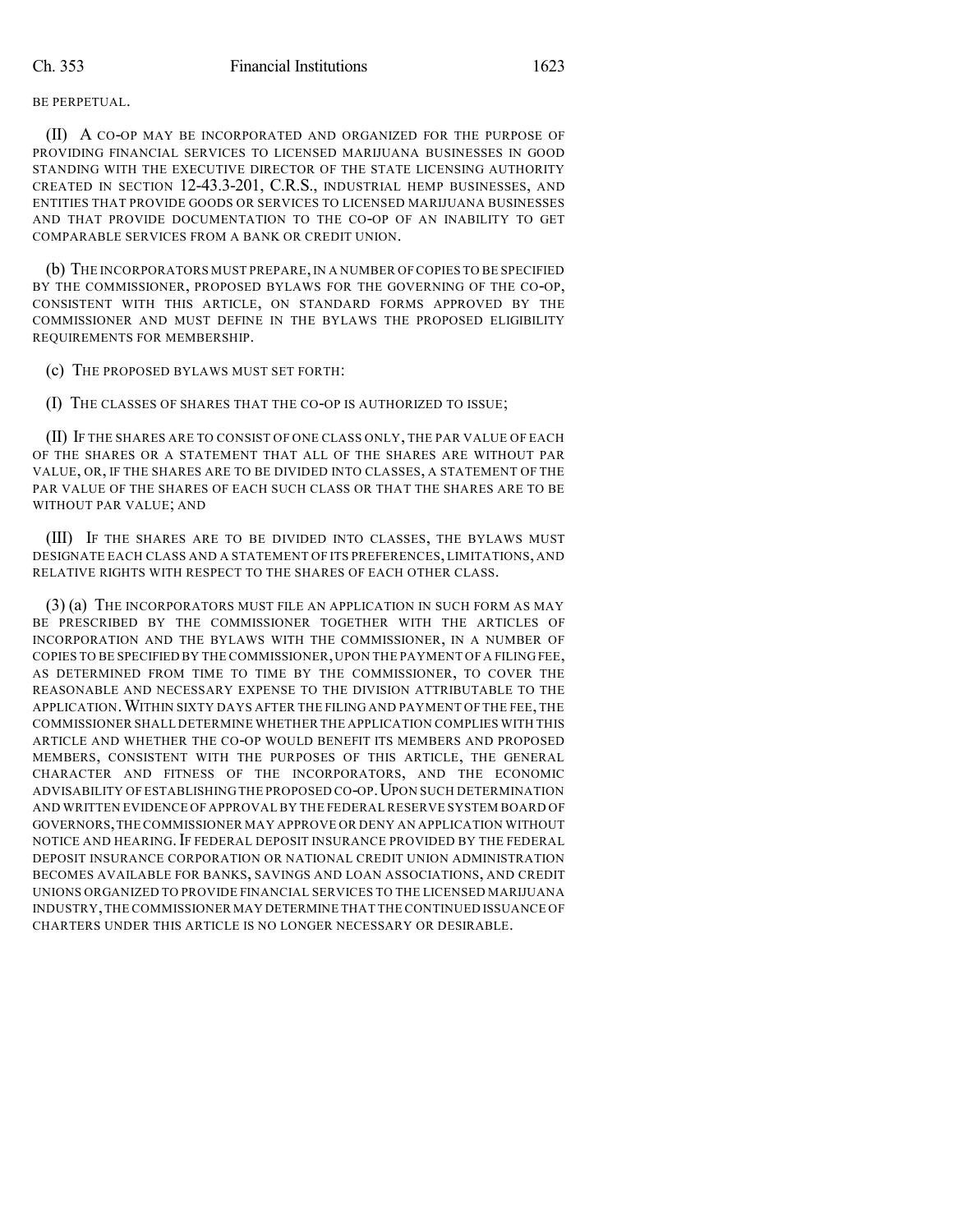BE PERPETUAL.

(II) A CO-OP MAY BE INCORPORATED AND ORGANIZED FOR THE PURPOSE OF PROVIDING FINANCIAL SERVICES TO LICENSED MARIJUANA BUSINESSES IN GOOD STANDING WITH THE EXECUTIVE DIRECTOR OF THE STATE LICENSING AUTHORITY CREATED IN SECTION 12-43.3-201, C.R.S., INDUSTRIAL HEMP BUSINESSES, AND ENTITIES THAT PROVIDE GOODS OR SERVICES TO LICENSED MARIJUANA BUSINESSES AND THAT PROVIDE DOCUMENTATION TO THE CO-OP OF AN INABILITY TO GET COMPARABLE SERVICES FROM A BANK OR CREDIT UNION.

(b) THE INCORPORATORS MUST PREPARE, IN A NUMBER OF COPIES TO BE SPECIFIED BY THE COMMISSIONER, PROPOSED BYLAWS FOR THE GOVERNING OF THE CO-OP, CONSISTENT WITH THIS ARTICLE, ON STANDARD FORMS APPROVED BY THE COMMISSIONER AND MUST DEFINE IN THE BYLAWS THE PROPOSED ELIGIBILITY REQUIREMENTS FOR MEMBERSHIP.

(c) THE PROPOSED BYLAWS MUST SET FORTH:

(I) THE CLASSES OF SHARES THAT THE CO-OP IS AUTHORIZED TO ISSUE;

(II) IF THE SHARES ARE TO CONSIST OF ONE CLASS ONLY, THE PAR VALUE OF EACH OF THE SHARES OR A STATEMENT THAT ALL OF THE SHARES ARE WITHOUT PAR VALUE, OR, IF THE SHARES ARE TO BE DIVIDED INTO CLASSES, A STATEMENT OF THE PAR VALUE OF THE SHARES OF EACH SUCH CLASS OR THAT THE SHARES ARE TO BE WITHOUT PAR VALUE; AND

(III) IF THE SHARES ARE TO BE DIVIDED INTO CLASSES, THE BYLAWS MUST DESIGNATE EACH CLASS AND A STATEMENT OF ITS PREFERENCES, LIMITATIONS, AND RELATIVE RIGHTS WITH RESPECT TO THE SHARES OF EACH OTHER CLASS.

(3) (a) THE INCORPORATORS MUST FILE AN APPLICATION IN SUCH FORM AS MAY BE PRESCRIBED BY THE COMMISSIONER TOGETHER WITH THE ARTICLES OF INCORPORATION AND THE BYLAWS WITH THE COMMISSIONER, IN A NUMBER OF COPIES TO BE SPECIFIED BY THE COMMISSIONER, UPON THE PAYMENT OF A FILING FEE, AS DETERMINED FROM TIME TO TIME BY THE COMMISSIONER, TO COVER THE REASONABLE AND NECESSARY EXPENSE TO THE DIVISION ATTRIBUTABLE TO THE APPLICATION. WITHIN SIXTY DAYS AFTER THE FILING AND PAYMENT OF THE FEE, THE COMMISSIONER SHALL DETERMINE WHETHER THE APPLICATION COMPLIES WITH THIS ARTICLE AND WHETHER THE CO-OP WOULD BENEFIT ITS MEMBERS AND PROPOSED MEMBERS, CONSISTENT WITH THE PURPOSES OF THIS ARTICLE, THE GENERAL CHARACTER AND FITNESS OF THE INCORPORATORS, AND THE ECONOMIC ADVISABILITY OF ESTABLISHING THE PROPOSED CO-OP. UPON SUCH DETERMINATION AND WRITTEN EVIDENCE OF APPROVAL BY THE FEDERAL RESERVE SYSTEM BOARD OF GOVERNORS, THE COMMISSIONER MAY APPROVE OR DENY AN APPLICATION WITHOUT NOTICE AND HEARING. IF FEDERAL DEPOSIT INSURANCE PROVIDED BY THE FEDERAL DEPOSIT INSURANCE CORPORATION OR NATIONAL CREDIT UNION ADMINISTRATION BECOMES AVAILABLE FOR BANKS, SAVINGS AND LOAN ASSOCIATIONS, AND CREDIT UNIONS ORGANIZED TO PROVIDE FINANCIAL SERVICES TO THE LICENSED MARIJUANA INDUSTRY, THE COMMISSIONER MAY DETERMINE THAT THE CONTINUED ISSUANCE OF CHARTERS UNDER THIS ARTICLE IS NO LONGER NECESSARY OR DESIRABLE.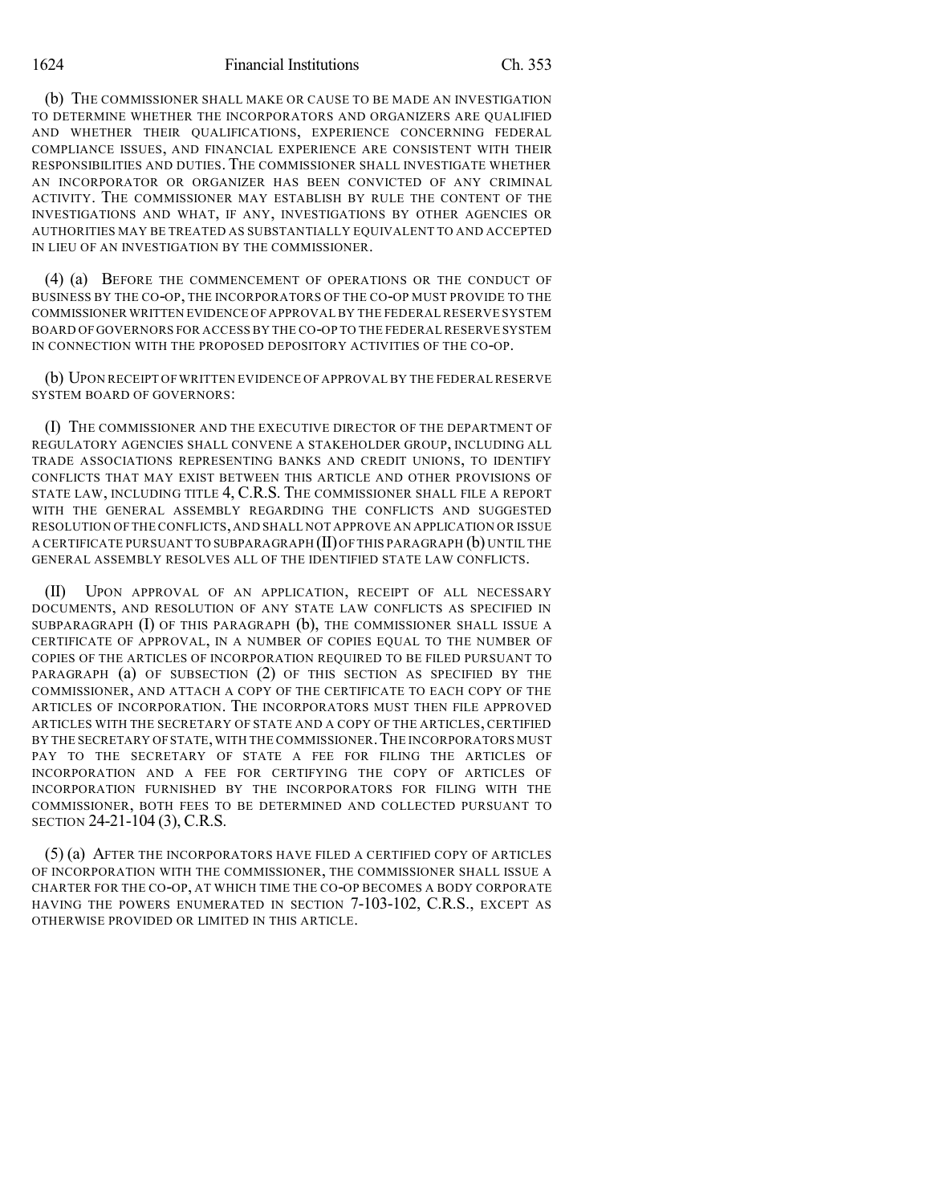(b) THE COMMISSIONER SHALL MAKE OR CAUSE TO BE MADE AN INVESTIGATION TO DETERMINE WHETHER THE INCORPORATORS AND ORGANIZERS ARE QUALIFIED AND WHETHER THEIR QUALIFICATIONS, EXPERIENCE CONCERNING FEDERAL COMPLIANCE ISSUES, AND FINANCIAL EXPERIENCE ARE CONSISTENT WITH THEIR RESPONSIBILITIES AND DUTIES. THE COMMISSIONER SHALL INVESTIGATE WHETHER AN INCORPORATOR OR ORGANIZER HAS BEEN CONVICTED OF ANY CRIMINAL ACTIVITY. THE COMMISSIONER MAY ESTABLISH BY RULE THE CONTENT OF THE INVESTIGATIONS AND WHAT, IF ANY, INVESTIGATIONS BY OTHER AGENCIES OR AUTHORITIES MAY BE TREATED AS SUBSTANTIALLY EQUIVALENT TO AND ACCEPTED IN LIEU OF AN INVESTIGATION BY THE COMMISSIONER.

(4) (a) BEFORE THE COMMENCEMENT OF OPERATIONS OR THE CONDUCT OF BUSINESS BY THE CO-OP, THE INCORPORATORS OF THE CO-OP MUST PROVIDE TO THE COMMISSIONER WRITTEN EVIDENCE OF APPROVAL BY THE FEDERAL RESERVE SYSTEM BOARD OF GOVERNORS FOR ACCESS BY THE CO-OP TO THE FEDERAL RESERVE SYSTEM IN CONNECTION WITH THE PROPOSED DEPOSITORY ACTIVITIES OF THE CO-OP.

(b) UPON RECEIPT OF WRITTEN EVIDENCE OF APPROVAL BY THE FEDERAL RESERVE SYSTEM BOARD OF GOVERNORS:

(I) THE COMMISSIONER AND THE EXECUTIVE DIRECTOR OF THE DEPARTMENT OF REGULATORY AGENCIES SHALL CONVENE A STAKEHOLDER GROUP, INCLUDING ALL TRADE ASSOCIATIONS REPRESENTING BANKS AND CREDIT UNIONS, TO IDENTIFY CONFLICTS THAT MAY EXIST BETWEEN THIS ARTICLE AND OTHER PROVISIONS OF STATE LAW, INCLUDING TITLE 4, C.R.S. THE COMMISSIONER SHALL FILE A REPORT WITH THE GENERAL ASSEMBLY REGARDING THE CONFLICTS AND SUGGESTED RESOLUTION OF THE CONFLICTS, AND SHALL NOT APPROVE AN APPLICATION OR ISSUE A CERTIFICATE PURSUANT TO SUBPARAGRAPH (II) OF THIS PARAGRAPH (b) UNTIL THE GENERAL ASSEMBLY RESOLVES ALL OF THE IDENTIFIED STATE LAW CONFLICTS.

(II) UPON APPROVAL OF AN APPLICATION, RECEIPT OF ALL NECESSARY DOCUMENTS, AND RESOLUTION OF ANY STATE LAW CONFLICTS AS SPECIFIED IN SUBPARAGRAPH (I) OF THIS PARAGRAPH (b), THE COMMISSIONER SHALL ISSUE A CERTIFICATE OF APPROVAL, IN A NUMBER OF COPIES EQUAL TO THE NUMBER OF COPIES OF THE ARTICLES OF INCORPORATION REQUIRED TO BE FILED PURSUANT TO PARAGRAPH (a) OF SUBSECTION (2) OF THIS SECTION AS SPECIFIED BY THE COMMISSIONER, AND ATTACH A COPY OF THE CERTIFICATE TO EACH COPY OF THE ARTICLES OF INCORPORATION. THE INCORPORATORS MUST THEN FILE APPROVED ARTICLES WITH THE SECRETARY OF STATE AND A COPY OF THE ARTICLES, CERTIFIED BY THE SECRETARY OF STATE, WITH THE COMMISSIONER. THE INCORPORATORS MUST PAY TO THE SECRETARY OF STATE A FEE FOR FILING THE ARTICLES OF INCORPORATION AND A FEE FOR CERTIFYING THE COPY OF ARTICLES OF INCORPORATION FURNISHED BY THE INCORPORATORS FOR FILING WITH THE COMMISSIONER, BOTH FEES TO BE DETERMINED AND COLLECTED PURSUANT TO SECTION 24-21-104 (3), C.R.S.

(5) (a) AFTER THE INCORPORATORS HAVE FILED A CERTIFIED COPY OF ARTICLES OF INCORPORATION WITH THE COMMISSIONER, THE COMMISSIONER SHALL ISSUE A CHARTER FOR THE CO-OP, AT WHICH TIME THE CO-OP BECOMES A BODY CORPORATE HAVING THE POWERS ENUMERATED IN SECTION 7-103-102, C.R.S., EXCEPT AS OTHERWISE PROVIDED OR LIMITED IN THIS ARTICLE.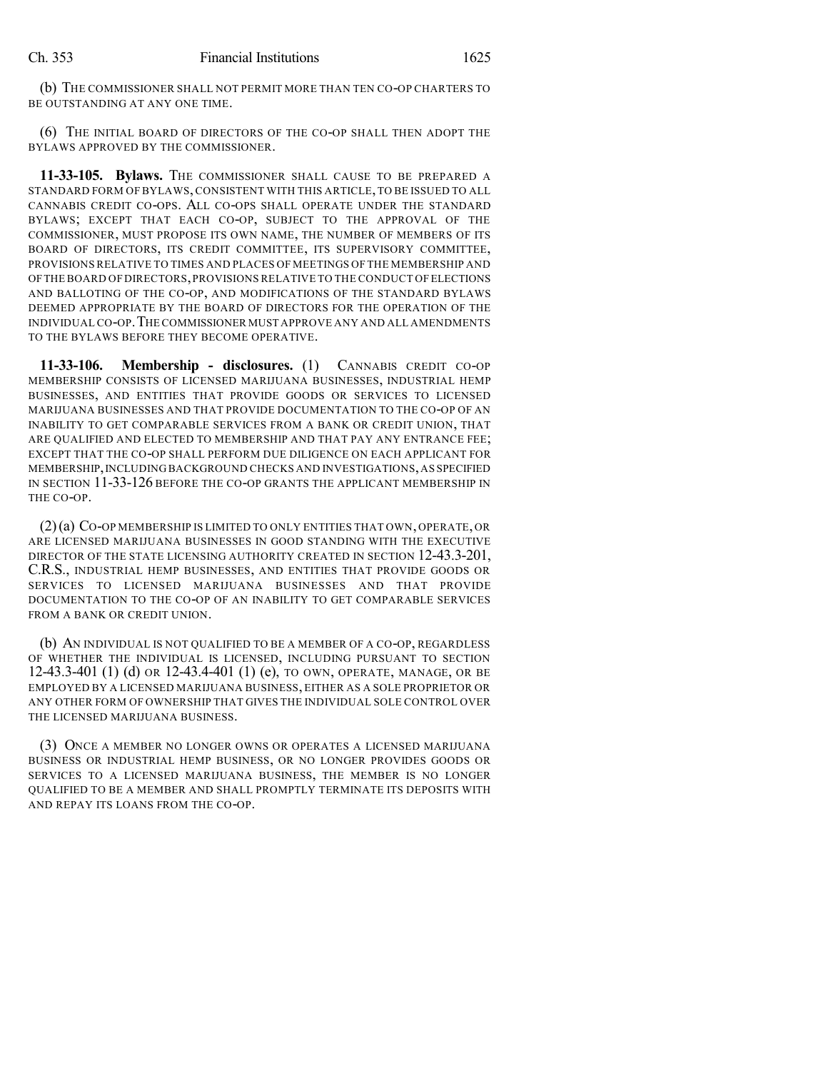(b) THE COMMISSIONER SHALL NOT PERMIT MORE THAN TEN CO-OP CHARTERS TO BE OUTSTANDING AT ANY ONE TIME.

(6) THE INITIAL BOARD OF DIRECTORS OF THE CO-OP SHALL THEN ADOPT THE BYLAWS APPROVED BY THE COMMISSIONER.

**11-33-105. Bylaws.** THE COMMISSIONER SHALL CAUSE TO BE PREPARED A STANDARD FORM OF BYLAWS, CONSISTENT WITH THIS ARTICLE, TO BE ISSUED TO ALL CANNABIS CREDIT CO-OPS. ALL CO-OPS SHALL OPERATE UNDER THE STANDARD BYLAWS; EXCEPT THAT EACH CO-OP, SUBJECT TO THE APPROVAL OF THE COMMISSIONER, MUST PROPOSE ITS OWN NAME, THE NUMBER OF MEMBERS OF ITS BOARD OF DIRECTORS, ITS CREDIT COMMITTEE, ITS SUPERVISORY COMMITTEE, PROVISIONS RELATIVE TO TIMES AND PLACES OF MEETINGS OF THE MEMBERSHIP AND OF THE BOARD OF DIRECTORS, PROVISIONS RELATIVE TO THE CONDUCT OF ELECTIONS AND BALLOTING OF THE CO-OP, AND MODIFICATIONS OF THE STANDARD BYLAWS DEEMED APPROPRIATE BY THE BOARD OF DIRECTORS FOR THE OPERATION OF THE INDIVIDUAL CO-OP. THE COMMISSIONER MUST APPROVE ANY AND ALL AMENDMENTS TO THE BYLAWS BEFORE THEY BECOME OPERATIVE.

**11-33-106. Membership - disclosures.** (1) CANNABIS CREDIT CO-OP MEMBERSHIP CONSISTS OF LICENSED MARIJUANA BUSINESSES, INDUSTRIAL HEMP BUSINESSES, AND ENTITIES THAT PROVIDE GOODS OR SERVICES TO LICENSED MARIJUANA BUSINESSES AND THAT PROVIDE DOCUMENTATION TO THE CO-OP OF AN INABILITY TO GET COMPARABLE SERVICES FROM A BANK OR CREDIT UNION, THAT ARE QUALIFIED AND ELECTED TO MEMBERSHIP AND THAT PAY ANY ENTRANCE FEE; EXCEPT THAT THE CO-OP SHALL PERFORM DUE DILIGENCE ON EACH APPLICANT FOR MEMBERSHIP, INCLUDING BACKGROUND CHECKS AND INVESTIGATIONS, AS SPECIFIED IN SECTION 11-33-126 BEFORE THE CO-OP GRANTS THE APPLICANT MEMBERSHIP IN THE CO-OP.

(2) (a) CO-OP MEMBERSHIP IS LIMITED TO ONLY ENTITIES THAT OWN, OPERATE, OR ARE LICENSED MARIJUANA BUSINESSES IN GOOD STANDING WITH THE EXECUTIVE DIRECTOR OF THE STATE LICENSING AUTHORITY CREATED IN SECTION 12-43.3-201, C.R.S., INDUSTRIAL HEMP BUSINESSES, AND ENTITIES THAT PROVIDE GOODS OR SERVICES TO LICENSED MARIJUANA BUSINESSES AND THAT PROVIDE DOCUMENTATION TO THE CO-OP OF AN INABILITY TO GET COMPARABLE SERVICES FROM A BANK OR CREDIT UNION.

(b) AN INDIVIDUAL IS NOT QUALIFIED TO BE A MEMBER OF A CO-OP, REGARDLESS OF WHETHER THE INDIVIDUAL IS LICENSED, INCLUDING PURSUANT TO SECTION 12-43.3-401 (1) (d) OR 12-43.4-401 (1) (e), TO OWN, OPERATE, MANAGE, OR BE EMPLOYED BY A LICENSED MARIJUANA BUSINESS, EITHER AS A SOLE PROPRIETOR OR ANY OTHER FORM OF OWNERSHIP THAT GIVES THE INDIVIDUAL SOLE CONTROL OVER THE LICENSED MARIJUANA BUSINESS.

(3) ONCE A MEMBER NO LONGER OWNS OR OPERATES A LICENSED MARIJUANA BUSINESS OR INDUSTRIAL HEMP BUSINESS, OR NO LONGER PROVIDES GOODS OR SERVICES TO A LICENSED MARIJUANA BUSINESS, THE MEMBER IS NO LONGER QUALIFIED TO BE A MEMBER AND SHALL PROMPTLY TERMINATE ITS DEPOSITS WITH AND REPAY ITS LOANS FROM THE CO-OP.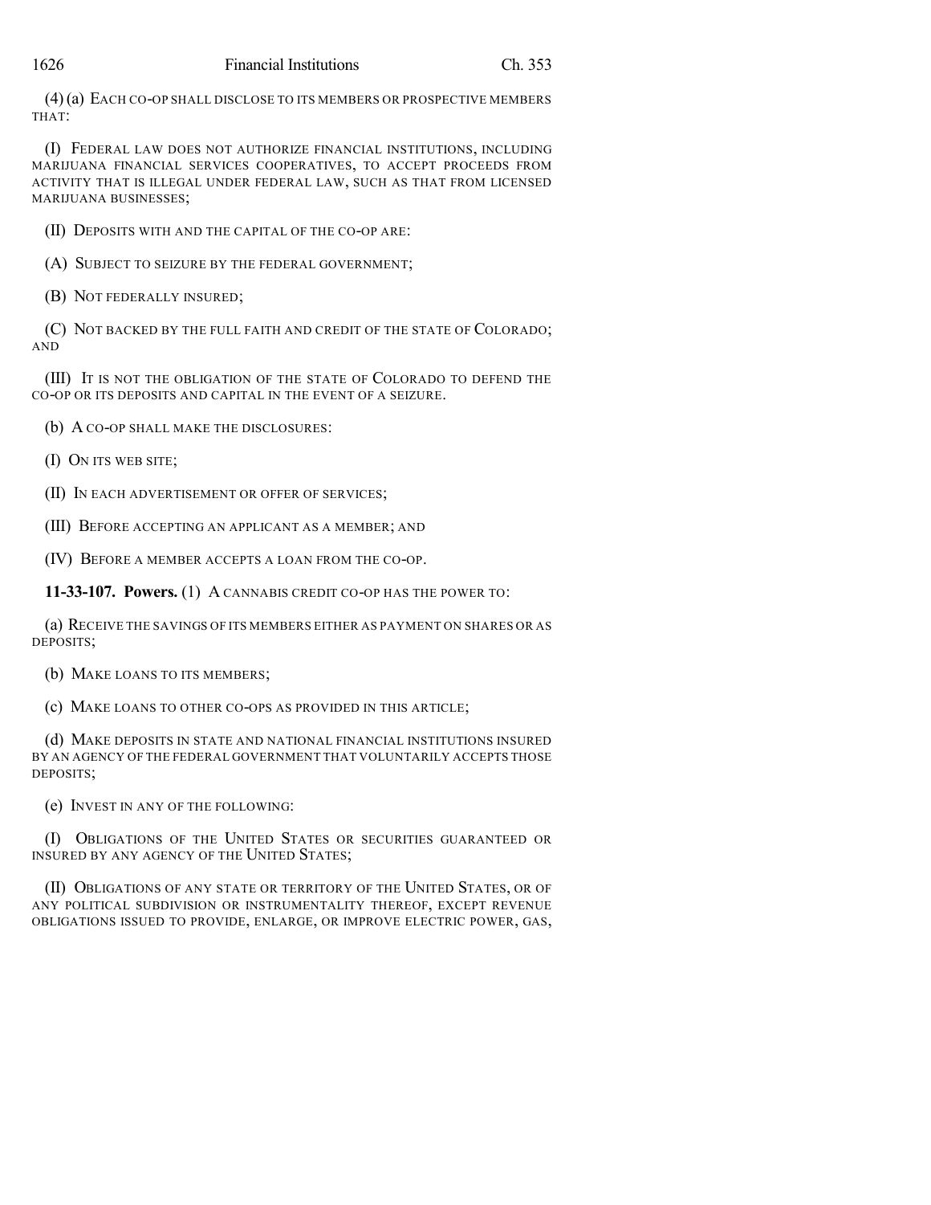(4) (a) EACH CO-OP SHALL DISCLOSE TO ITS MEMBERS OR PROSPECTIVE MEMBERS THAT:

(I) FEDERAL LAW DOES NOT AUTHORIZE FINANCIAL INSTITUTIONS, INCLUDING MARIJUANA FINANCIAL SERVICES COOPERATIVES, TO ACCEPT PROCEEDS FROM ACTIVITY THAT IS ILLEGAL UNDER FEDERAL LAW, SUCH AS THAT FROM LICENSED MARIJUANA BUSINESSES;

(II) DEPOSITS WITH AND THE CAPITAL OF THE CO-OP ARE:

(A) SUBJECT TO SEIZURE BY THE FEDERAL GOVERNMENT;

(B) NOT FEDERALLY INSURED;

(C) NOT BACKED BY THE FULL FAITH AND CREDIT OF THE STATE OF COLORADO; AND

(III) IT IS NOT THE OBLIGATION OF THE STATE OF COLORADO TO DEFEND THE CO-OP OR ITS DEPOSITS AND CAPITAL IN THE EVENT OF A SEIZURE.

(b) A CO-OP SHALL MAKE THE DISCLOSURES:

(I) ON ITS WEB SITE;

(II) IN EACH ADVERTISEMENT OR OFFER OF SERVICES;

(III) BEFORE ACCEPTING AN APPLICANT AS A MEMBER; AND

(IV) BEFORE A MEMBER ACCEPTS A LOAN FROM THE CO-OP.

**11-33-107. Powers.** (1) A CANNABIS CREDIT CO-OP HAS THE POWER TO:

(a) RECEIVE THE SAVINGS OF ITS MEMBERS EITHER AS PAYMENT ON SHARES OR AS DEPOSITS;

(b) MAKE LOANS TO ITS MEMBERS;

(c) MAKE LOANS TO OTHER CO-OPS AS PROVIDED IN THIS ARTICLE;

(d) MAKE DEPOSITS IN STATE AND NATIONAL FINANCIAL INSTITUTIONS INSURED BY AN AGENCY OF THE FEDERAL GOVERNMENT THAT VOLUNTARILY ACCEPTS THOSE DEPOSITS;

(e) INVEST IN ANY OF THE FOLLOWING:

(I) OBLIGATIONS OF THE UNITED STATES OR SECURITIES GUARANTEED OR INSURED BY ANY AGENCY OF THE UNITED STATES;

(II) OBLIGATIONS OF ANY STATE OR TERRITORY OF THE UNITED STATES, OR OF ANY POLITICAL SUBDIVISION OR INSTRUMENTALITY THEREOF, EXCEPT REVENUE OBLIGATIONS ISSUED TO PROVIDE, ENLARGE, OR IMPROVE ELECTRIC POWER, GAS,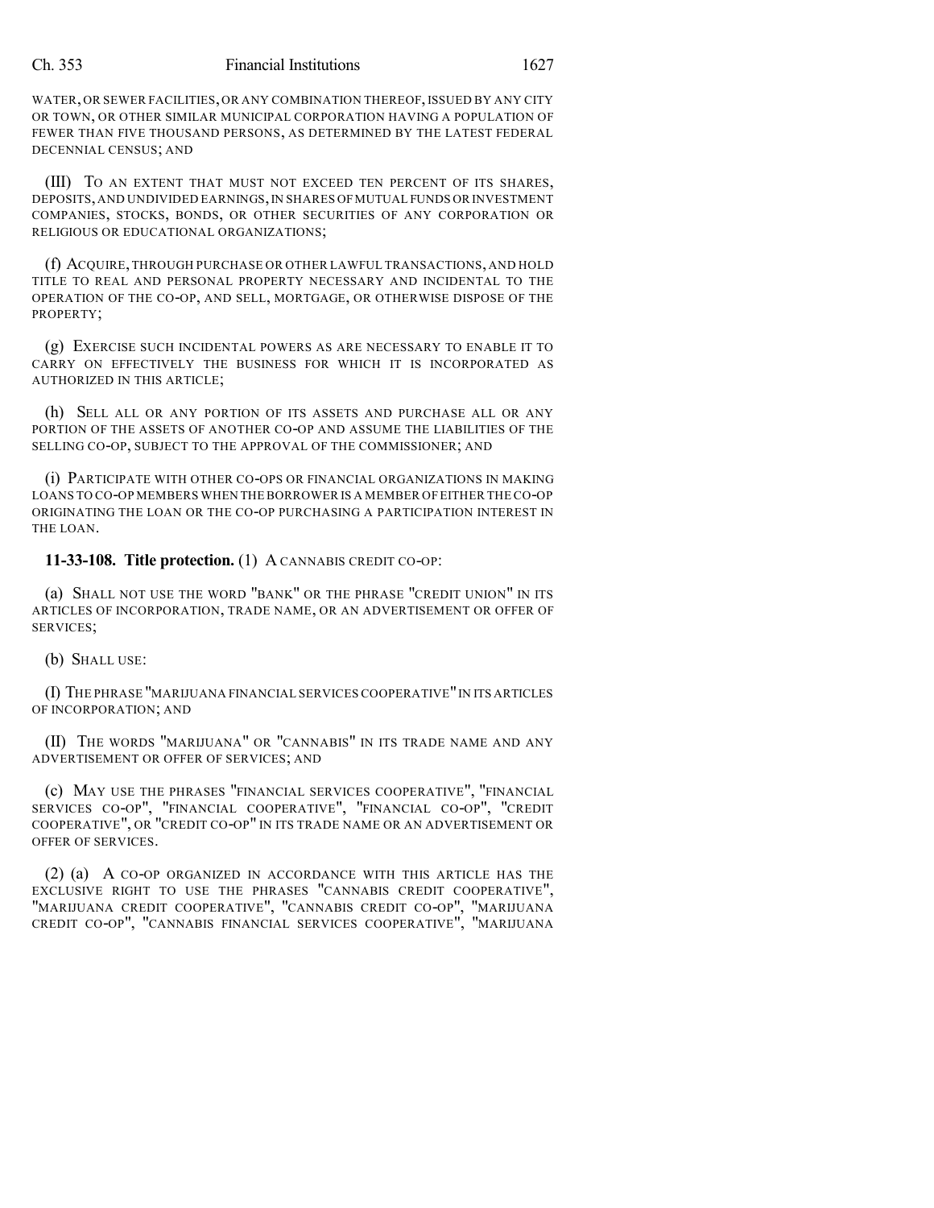WATER, OR SEWER FACILITIES, OR ANY COMBINATION THEREOF, ISSUED BY ANY CITY OR TOWN, OR OTHER SIMILAR MUNICIPAL CORPORATION HAVING A POPULATION OF FEWER THAN FIVE THOUSAND PERSONS, AS DETERMINED BY THE LATEST FEDERAL DECENNIAL CENSUS; AND

(III) TO AN EXTENT THAT MUST NOT EXCEED TEN PERCENT OF ITS SHARES, DEPOSITS, AND UNDIVIDED EARNINGS, IN SHARES OF MUTUAL FUNDS OR INVESTMENT COMPANIES, STOCKS, BONDS, OR OTHER SECURITIES OF ANY CORPORATION OR RELIGIOUS OR EDUCATIONAL ORGANIZATIONS;

(f) ACQUIRE, THROUGH PURCHASE OR OTHER LAWFUL TRANSACTIONS, AND HOLD TITLE TO REAL AND PERSONAL PROPERTY NECESSARY AND INCIDENTAL TO THE OPERATION OF THE CO-OP, AND SELL, MORTGAGE, OR OTHERWISE DISPOSE OF THE PROPERTY;

(g) EXERCISE SUCH INCIDENTAL POWERS AS ARE NECESSARY TO ENABLE IT TO CARRY ON EFFECTIVELY THE BUSINESS FOR WHICH IT IS INCORPORATED AS AUTHORIZED IN THIS ARTICLE;

(h) SELL ALL OR ANY PORTION OF ITS ASSETS AND PURCHASE ALL OR ANY PORTION OF THE ASSETS OF ANOTHER CO-OP AND ASSUME THE LIABILITIES OF THE SELLING CO-OP, SUBJECT TO THE APPROVAL OF THE COMMISSIONER; AND

(i) PARTICIPATE WITH OTHER CO-OPS OR FINANCIAL ORGANIZATIONS IN MAKING LOANS TO CO-OP MEMBERS WHEN THE BORROWER IS A MEMBER OF EITHER THE CO-OP ORIGINATING THE LOAN OR THE CO-OP PURCHASING A PARTICIPATION INTEREST IN THE LOAN.

**11-33-108. Title protection.** (1) A CANNABIS CREDIT CO-OP:

(a) SHALL NOT USE THE WORD "BANK" OR THE PHRASE "CREDIT UNION" IN ITS ARTICLES OF INCORPORATION, TRADE NAME, OR AN ADVERTISEMENT OR OFFER OF SERVICES;

(b) SHALL USE:

(I) THE PHRASE "MARIJUANA FINANCIAL SERVICES COOPERATIVE" IN ITS ARTICLES OF INCORPORATION; AND

(II) THE WORDS "MARIJUANA" OR "CANNABIS" IN ITS TRADE NAME AND ANY ADVERTISEMENT OR OFFER OF SERVICES; AND

(c) MAY USE THE PHRASES "FINANCIAL SERVICES COOPERATIVE", "FINANCIAL SERVICES CO-OP", "FINANCIAL COOPERATIVE", "FINANCIAL CO-OP", "CREDIT COOPERATIVE", OR "CREDIT CO-OP" IN ITS TRADE NAME OR AN ADVERTISEMENT OR OFFER OF SERVICES.

(2) (a) A CO-OP ORGANIZED IN ACCORDANCE WITH THIS ARTICLE HAS THE EXCLUSIVE RIGHT TO USE THE PHRASES "CANNABIS CREDIT COOPERATIVE", "MARIJUANA CREDIT COOPERATIVE", "CANNABIS CREDIT CO-OP", "MARIJUANA CREDIT CO-OP", "CANNABIS FINANCIAL SERVICES COOPERATIVE", "MARIJUANA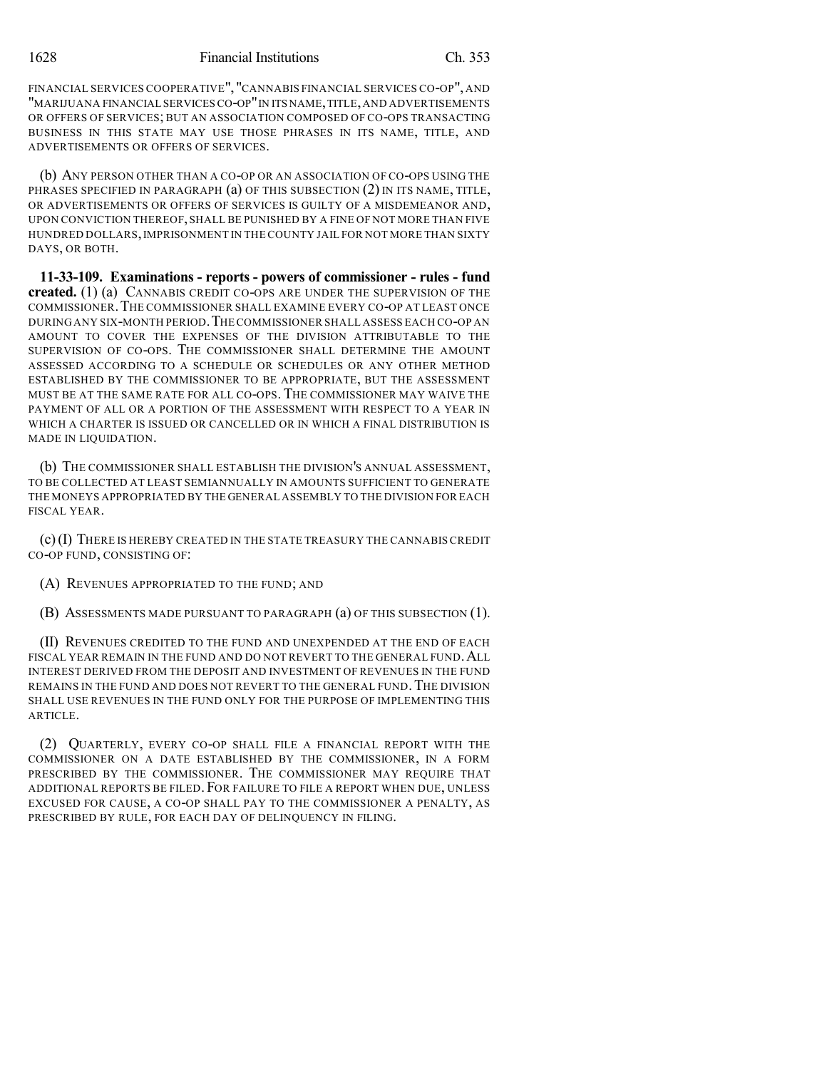FINANCIAL SERVICES COOPERATIVE", "CANNABIS FINANCIAL SERVICES CO-OP", AND "MARIJUANA FINANCIAL SERVICES CO-OP" IN ITS NAME, TITLE, AND ADVERTISEMENTS OR OFFERS OF SERVICES; BUT AN ASSOCIATION COMPOSED OF CO-OPS TRANSACTING BUSINESS IN THIS STATE MAY USE THOSE PHRASES IN ITS NAME, TITLE, AND ADVERTISEMENTS OR OFFERS OF SERVICES.

(b) ANY PERSON OTHER THAN A CO-OP OR AN ASSOCIATION OF CO-OPS USING THE PHRASES SPECIFIED IN PARAGRAPH (a) OF THIS SUBSECTION (2) IN ITS NAME, TITLE, OR ADVERTISEMENTS OR OFFERS OF SERVICES IS GUILTY OF A MISDEMEANOR AND, UPON CONVICTION THEREOF, SHALL BE PUNISHED BY A FINE OF NOT MORE THAN FIVE HUNDRED DOLLARS, IMPRISONMENT IN THE COUNTY JAIL FOR NOT MORE THAN SIXTY DAYS, OR BOTH.

**11-33-109. Examinations - reports - powers of commissioner - rules - fund created.** (1) (a) CANNABIS CREDIT CO-OPS ARE UNDER THE SUPERVISION OF THE COMMISSIONER. THE COMMISSIONER SHALL EXAMINE EVERY CO-OP AT LEAST ONCE DURING ANY SIX-MONTH PERIOD. THE COMMISSIONER SHALL ASSESS EACH CO-OP AN AMOUNT TO COVER THE EXPENSES OF THE DIVISION ATTRIBUTABLE TO THE SUPERVISION OF CO-OPS. THE COMMISSIONER SHALL DETERMINE THE AMOUNT ASSESSED ACCORDING TO A SCHEDULE OR SCHEDULES OR ANY OTHER METHOD ESTABLISHED BY THE COMMISSIONER TO BE APPROPRIATE, BUT THE ASSESSMENT MUST BE AT THE SAME RATE FOR ALL CO-OPS. THE COMMISSIONER MAY WAIVE THE PAYMENT OF ALL OR A PORTION OF THE ASSESSMENT WITH RESPECT TO A YEAR IN WHICH A CHARTER IS ISSUED OR CANCELLED OR IN WHICH A FINAL DISTRIBUTION IS MADE IN LIQUIDATION.

(b) THE COMMISSIONER SHALL ESTABLISH THE DIVISION'S ANNUAL ASSESSMENT, TO BE COLLECTED AT LEAST SEMIANNUALLY IN AMOUNTS SUFFICIENT TO GENERATE THE MONEYS APPROPRIATED BY THE GENERAL ASSEMBLY TO THE DIVISION FOR EACH FISCAL YEAR.

(c) (I) THERE IS HEREBY CREATED IN THE STATE TREASURY THE CANNABIS CREDIT CO-OP FUND, CONSISTING OF:

(A) REVENUES APPROPRIATED TO THE FUND; AND

(B) ASSESSMENTS MADE PURSUANT TO PARAGRAPH (a) OF THIS SUBSECTION (1).

(II) REVENUES CREDITED TO THE FUND AND UNEXPENDED AT THE END OF EACH FISCAL YEAR REMAIN IN THE FUND AND DO NOT REVERT TO THE GENERAL FUND. ALL INTEREST DERIVED FROM THE DEPOSIT AND INVESTMENT OF REVENUES IN THE FUND REMAINS IN THE FUND AND DOES NOT REVERT TO THE GENERAL FUND. THE DIVISION SHALL USE REVENUES IN THE FUND ONLY FOR THE PURPOSE OF IMPLEMENTING THIS ARTICLE.

(2) QUARTERLY, EVERY CO-OP SHALL FILE A FINANCIAL REPORT WITH THE COMMISSIONER ON A DATE ESTABLISHED BY THE COMMISSIONER, IN A FORM PRESCRIBED BY THE COMMISSIONER. THE COMMISSIONER MAY REQUIRE THAT ADDITIONAL REPORTS BE FILED. FOR FAILURE TO FILE A REPORT WHEN DUE, UNLESS EXCUSED FOR CAUSE, A CO-OP SHALL PAY TO THE COMMISSIONER A PENALTY, AS PRESCRIBED BY RULE, FOR EACH DAY OF DELINQUENCY IN FILING.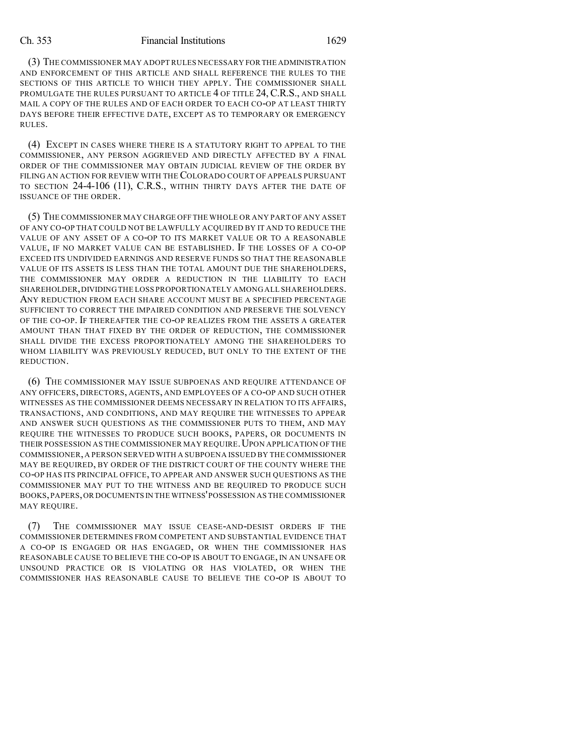(3) THE COMMISSIONER MAY ADOPT RULES NECESSARY FOR THE ADMINISTRATION AND ENFORCEMENT OF THIS ARTICLE AND SHALL REFERENCE THE RULES TO THE SECTIONS OF THIS ARTICLE TO WHICH THEY APPLY. THE COMMISSIONER SHALL PROMULGATE THE RULES PURSUANT TO ARTICLE 4 OF TITLE 24, C.R.S., AND SHALL MAIL A COPY OF THE RULES AND OF EACH ORDER TO EACH CO-OP AT LEAST THIRTY DAYS BEFORE THEIR EFFECTIVE DATE, EXCEPT AS TO TEMPORARY OR EMERGENCY RULES.

(4) EXCEPT IN CASES WHERE THERE IS A STATUTORY RIGHT TO APPEAL TO THE COMMISSIONER, ANY PERSON AGGRIEVED AND DIRECTLY AFFECTED BY A FINAL ORDER OF THE COMMISSIONER MAY OBTAIN JUDICIAL REVIEW OF THE ORDER BY FILING AN ACTION FOR REVIEW WITH THE COLORADO COURT OF APPEALS PURSUANT TO SECTION 24-4-106 (11), C.R.S., WITHIN THIRTY DAYS AFTER THE DATE OF ISSUANCE OF THE ORDER.

(5) THE COMMISSIONER MAY CHARGE OFF THE WHOLE OR ANY PART OF ANY ASSET OF ANY CO-OP THAT COULD NOT BE LAWFULLY ACQUIRED BY IT AND TO REDUCE THE VALUE OF ANY ASSET OF A CO-OP TO ITS MARKET VALUE OR TO A REASONABLE VALUE, IF NO MARKET VALUE CAN BE ESTABLISHED. IF THE LOSSES OF A CO-OP EXCEED ITS UNDIVIDED EARNINGS AND RESERVE FUNDS SO THAT THE REASONABLE VALUE OF ITS ASSETS IS LESS THAN THE TOTAL AMOUNT DUE THE SHAREHOLDERS, THE COMMISSIONER MAY ORDER A REDUCTION IN THE LIABILITY TO EACH SHAREHOLDER, DIVIDING THE LOSS PROPORTIONATELY AMONG ALL SHAREHOLDERS. ANY REDUCTION FROM EACH SHARE ACCOUNT MUST BE A SPECIFIED PERCENTAGE SUFFICIENT TO CORRECT THE IMPAIRED CONDITION AND PRESERVE THE SOLVENCY OF THE CO-OP. IF THEREAFTER THE CO-OP REALIZES FROM THE ASSETS A GREATER AMOUNT THAN THAT FIXED BY THE ORDER OF REDUCTION, THE COMMISSIONER SHALL DIVIDE THE EXCESS PROPORTIONATELY AMONG THE SHAREHOLDERS TO WHOM LIABILITY WAS PREVIOUSLY REDUCED, BUT ONLY TO THE EXTENT OF THE REDUCTION.

(6) THE COMMISSIONER MAY ISSUE SUBPOENAS AND REQUIRE ATTENDANCE OF ANY OFFICERS, DIRECTORS, AGENTS, AND EMPLOYEES OF A CO-OP AND SUCH OTHER WITNESSES AS THE COMMISSIONER DEEMS NECESSARY IN RELATION TO ITS AFFAIRS, TRANSACTIONS, AND CONDITIONS, AND MAY REQUIRE THE WITNESSES TO APPEAR AND ANSWER SUCH QUESTIONS AS THE COMMISSIONER PUTS TO THEM, AND MAY REQUIRE THE WITNESSES TO PRODUCE SUCH BOOKS, PAPERS, OR DOCUMENTS IN THEIR POSSESSION AS THE COMMISSIONER MAY REQUIRE. UPON APPLICATION OF THE COMMISSIONER, A PERSON SERVED WITH A SUBPOENA ISSUED BY THE COMMISSIONER MAY BE REQUIRED, BY ORDER OF THE DISTRICT COURT OF THE COUNTY WHERE THE CO-OP HAS ITS PRINCIPAL OFFICE, TO APPEAR AND ANSWER SUCH QUESTIONS AS THE COMMISSIONER MAY PUT TO THE WITNESS AND BE REQUIRED TO PRODUCE SUCH BOOKS, PAPERS, OR DOCUMENTS IN THE WITNESS' POSSESSION AS THE COMMISSIONER MAY REQUIRE.

(7) THE COMMISSIONER MAY ISSUE CEASE-AND-DESIST ORDERS IF THE COMMISSIONER DETERMINES FROM COMPETENT AND SUBSTANTIAL EVIDENCE THAT A CO-OP IS ENGAGED OR HAS ENGAGED, OR WHEN THE COMMISSIONER HAS REASONABLE CAUSE TO BELIEVE THE CO-OP IS ABOUT TO ENGAGE, IN AN UNSAFE OR UNSOUND PRACTICE OR IS VIOLATING OR HAS VIOLATED, OR WHEN THE COMMISSIONER HAS REASONABLE CAUSE TO BELIEVE THE CO-OP IS ABOUT TO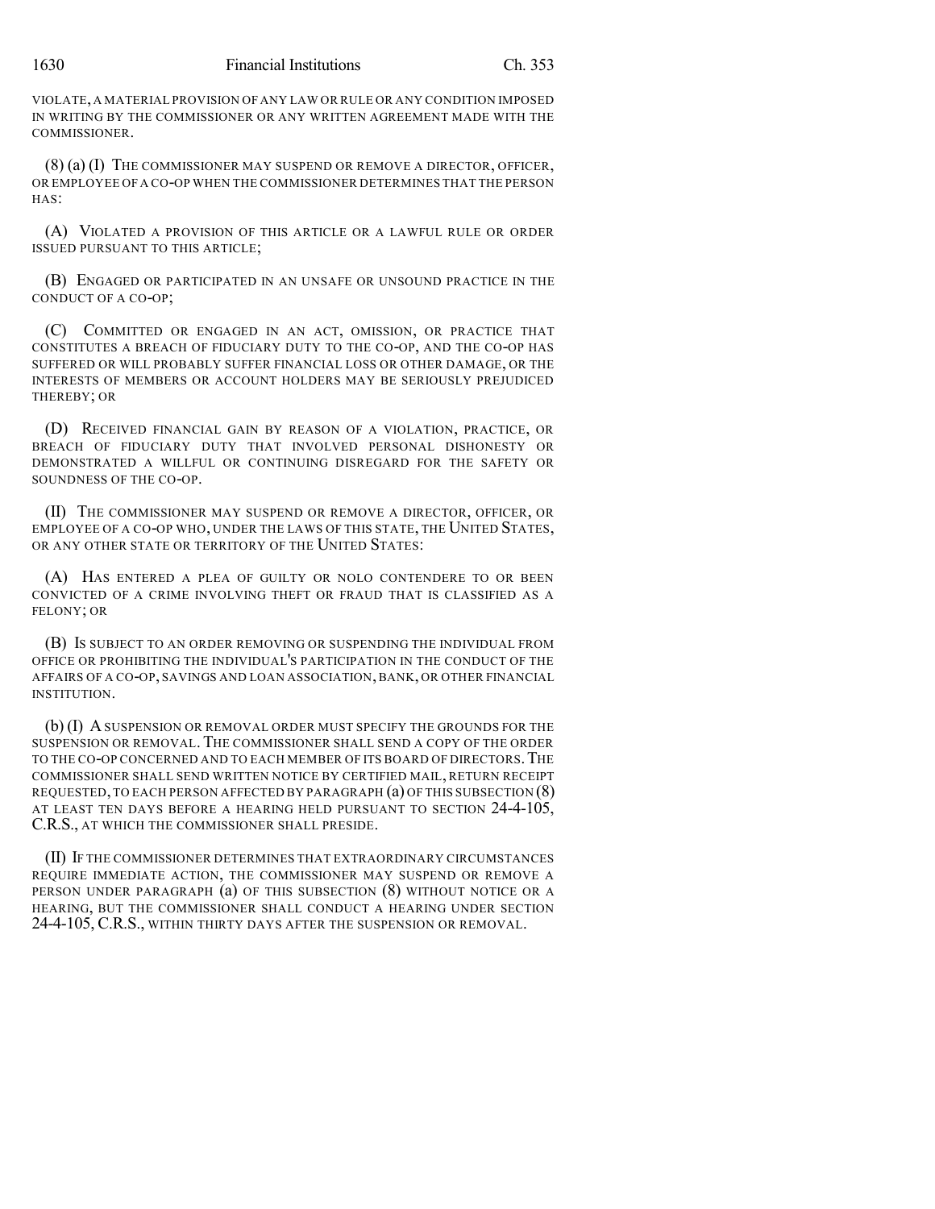VIOLATE, A MATERIAL PROVISION OF ANY LAW OR RULE OR ANY CONDITION IMPOSED IN WRITING BY THE COMMISSIONER OR ANY WRITTEN AGREEMENT MADE WITH THE COMMISSIONER.

(8) (a) (I) THE COMMISSIONER MAY SUSPEND OR REMOVE A DIRECTOR, OFFICER, OR EMPLOYEE OF A CO-OP WHEN THE COMMISSIONER DETERMINES THAT THE PERSON HAS:

(A) VIOLATED A PROVISION OF THIS ARTICLE OR A LAWFUL RULE OR ORDER ISSUED PURSUANT TO THIS ARTICLE;

(B) ENGAGED OR PARTICIPATED IN AN UNSAFE OR UNSOUND PRACTICE IN THE CONDUCT OF A CO-OP;

(C) COMMITTED OR ENGAGED IN AN ACT, OMISSION, OR PRACTICE THAT CONSTITUTES A BREACH OF FIDUCIARY DUTY TO THE CO-OP, AND THE CO-OP HAS SUFFERED OR WILL PROBABLY SUFFER FINANCIAL LOSS OR OTHER DAMAGE, OR THE INTERESTS OF MEMBERS OR ACCOUNT HOLDERS MAY BE SERIOUSLY PREJUDICED THEREBY; OR

(D) RECEIVED FINANCIAL GAIN BY REASON OF A VIOLATION, PRACTICE, OR BREACH OF FIDUCIARY DUTY THAT INVOLVED PERSONAL DISHONESTY OR DEMONSTRATED A WILLFUL OR CONTINUING DISREGARD FOR THE SAFETY OR SOUNDNESS OF THE CO-OP.

(II) THE COMMISSIONER MAY SUSPEND OR REMOVE A DIRECTOR, OFFICER, OR EMPLOYEE OF A CO-OP WHO, UNDER THE LAWS OF THIS STATE, THE UNITED STATES, OR ANY OTHER STATE OR TERRITORY OF THE UNITED STATES:

(A) HAS ENTERED A PLEA OF GUILTY OR NOLO CONTENDERE TO OR BEEN CONVICTED OF A CRIME INVOLVING THEFT OR FRAUD THAT IS CLASSIFIED AS A FELONY; OR

(B) IS SUBJECT TO AN ORDER REMOVING OR SUSPENDING THE INDIVIDUAL FROM OFFICE OR PROHIBITING THE INDIVIDUAL'S PARTICIPATION IN THE CONDUCT OF THE AFFAIRS OF A CO-OP, SAVINGS AND LOAN ASSOCIATION, BANK, OR OTHER FINANCIAL INSTITUTION.

(b) (I) A SUSPENSION OR REMOVAL ORDER MUST SPECIFY THE GROUNDS FOR THE SUSPENSION OR REMOVAL. THE COMMISSIONER SHALL SEND A COPY OF THE ORDER TO THE CO-OP CONCERNED AND TO EACH MEMBER OF ITS BOARD OF DIRECTORS. THE COMMISSIONER SHALL SEND WRITTEN NOTICE BY CERTIFIED MAIL, RETURN RECEIPT REQUESTED, TO EACH PERSON AFFECTED BY PARAGRAPH (a) OF THIS SUBSECTION (8) AT LEAST TEN DAYS BEFORE A HEARING HELD PURSUANT TO SECTION 24-4-105, C.R.S., AT WHICH THE COMMISSIONER SHALL PRESIDE.

(II) IF THE COMMISSIONER DETERMINES THAT EXTRAORDINARY CIRCUMSTANCES REQUIRE IMMEDIATE ACTION, THE COMMISSIONER MAY SUSPEND OR REMOVE A PERSON UNDER PARAGRAPH (a) OF THIS SUBSECTION (8) WITHOUT NOTICE OR A HEARING, BUT THE COMMISSIONER SHALL CONDUCT A HEARING UNDER SECTION 24-4-105, C.R.S., WITHIN THIRTY DAYS AFTER THE SUSPENSION OR REMOVAL.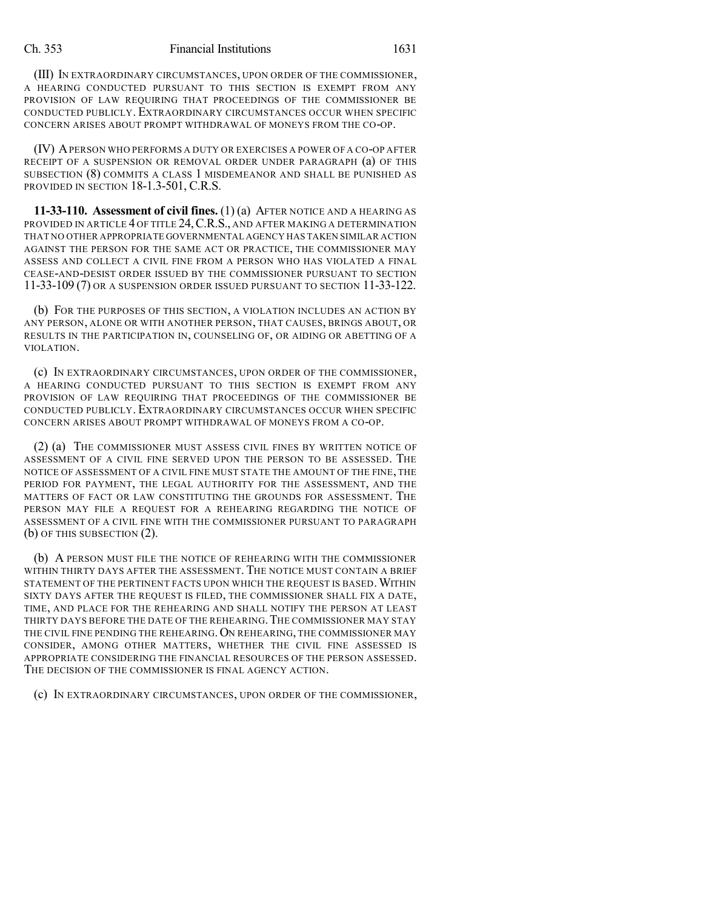(III) In extraordinary circumstances, upon order of the commissioner, a hearing conducted pursuant to this section is exempt from any provision of law requiring that proceedings of the commissioner be conducted publicly. Extraordinary circumstances occur when specific concern arises about prompt withdrawal of moneys from the co-op.

(IV) A person who performs a duty or exercises a power of a co-op after receipt of a suspension or removal order under paragraph (a) of this subsection (8) commits a class 1 misdemeanor and shall be punished as provided in section 18-1.3-501, C.R.S.

**11-33-110. Assessment of civil fines.** (1) (a) After notice and a hearing as provided in article 4 of title 24, C.R.S., and after making a determination that no other appropriate governmental agency has taken similar action against the person for the same act or practice, the commissioner may assess and collect a civil fine from a person who has violated a final cease-and-desist order issued by the commissioner pursuant to section 11-33-109 (7) or a suspension order issued pursuant to section 11-33-122.

(b) For the purposes of this section, a violation includes an action by any person, alone or with another person, that causes, brings about, or results in the participation in, counseling of, or aiding or abetting of a violation.

(c) In extraordinary circumstances, upon order of the commissioner, a hearing conducted pursuant to this section is exempt from any provision of law requiring that proceedings of the commissioner be conducted publicly. Extraordinary circumstances occur when specific concern arises about prompt withdrawal of moneys from a co-op.

(2) (a) The commissioner must assess civil fines by written notice of assessment of a civil fine served upon the person to be assessed. The notice of assessment of a civil fine must state the amount of the fine, the period for payment, the legal authority for the assessment, and the matters of fact or law constituting the grounds for assessment. The person may file a request for a rehearing regarding the notice of assessment of a civil fine with the commissioner pursuant to paragraph (b) of this subsection (2).

(b) A person must file the notice of rehearing with the commissioner within thirty days after the assessment. The notice must contain a brief statement of the pertinent facts upon which the request is based. Within sixty days after the request is filed, the commissioner shall fix a date, time, and place for the rehearing and shall notify the person at least thirty days before the date of the rehearing. The commissioner may stay the civil fine pending the rehearing. On rehearing, the commissioner may consider, among other matters, whether the civil fine assessed is appropriate considering the financial resources of the person assessed. The decision of the commissioner is final agency action.

(c) In extraordinary circumstances, upon order of the commissioner,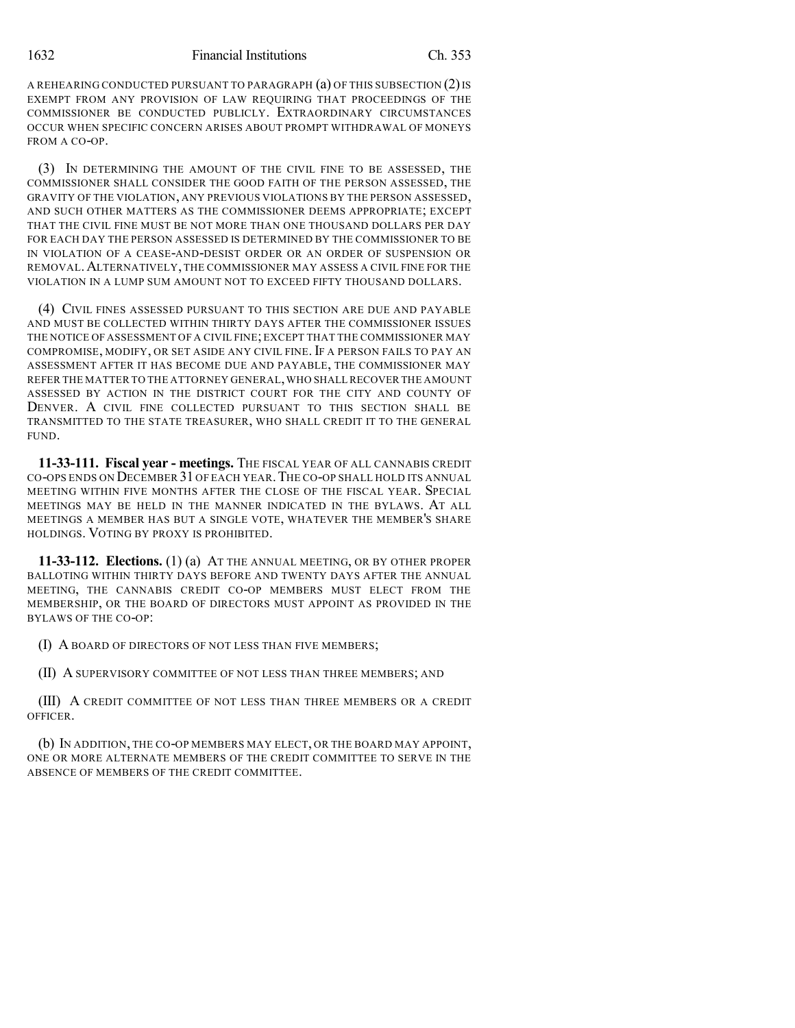A REHEARING CONDUCTED PURSUANT TO PARAGRAPH (a) OF THIS SUBSECTION (2) IS EXEMPT FROM ANY PROVISION OF LAW REQUIRING THAT PROCEEDINGS OF THE COMMISSIONER BE CONDUCTED PUBLICLY. EXTRAORDINARY CIRCUMSTANCES OCCUR WHEN SPECIFIC CONCERN ARISES ABOUT PROMPT WITHDRAWAL OF MONEYS FROM A CO-OP.

(3) IN DETERMINING THE AMOUNT OF THE CIVIL FINE TO BE ASSESSED, THE COMMISSIONER SHALL CONSIDER THE GOOD FAITH OF THE PERSON ASSESSED, THE GRAVITY OF THE VIOLATION, ANY PREVIOUS VIOLATIONS BY THE PERSON ASSESSED, AND SUCH OTHER MATTERS AS THE COMMISSIONER DEEMS APPROPRIATE; EXCEPT THAT THE CIVIL FINE MUST BE NOT MORE THAN ONE THOUSAND DOLLARS PER DAY FOR EACH DAY THE PERSON ASSESSED IS DETERMINED BY THE COMMISSIONER TO BE IN VIOLATION OF A CEASE-AND-DESIST ORDER OR AN ORDER OF SUSPENSION OR REMOVAL. ALTERNATIVELY, THE COMMISSIONER MAY ASSESS A CIVIL FINE FOR THE VIOLATION IN A LUMP SUM AMOUNT NOT TO EXCEED FIFTY THOUSAND DOLLARS.

(4) CIVIL FINES ASSESSED PURSUANT TO THIS SECTION ARE DUE AND PAYABLE AND MUST BE COLLECTED WITHIN THIRTY DAYS AFTER THE COMMISSIONER ISSUES THE NOTICE OF ASSESSMENT OF A CIVIL FINE; EXCEPT THAT THE COMMISSIONER MAY COMPROMISE, MODIFY, OR SET ASIDE ANY CIVIL FINE. IF A PERSON FAILS TO PAY AN ASSESSMENT AFTER IT HAS BECOME DUE AND PAYABLE, THE COMMISSIONER MAY REFER THE MATTER TO THE ATTORNEY GENERAL, WHO SHALL RECOVER THE AMOUNT ASSESSED BY ACTION IN THE DISTRICT COURT FOR THE CITY AND COUNTY OF DENVER. A CIVIL FINE COLLECTED PURSUANT TO THIS SECTION SHALL BE TRANSMITTED TO THE STATE TREASURER, WHO SHALL CREDIT IT TO THE GENERAL FUND.

**11-33-111. Fiscal year - meetings.** THE FISCAL YEAR OF ALL CANNABIS CREDIT CO-OPS ENDS ON DECEMBER 31 OF EACH YEAR. THE CO-OP SHALL HOLD ITS ANNUAL MEETING WITHIN FIVE MONTHS AFTER THE CLOSE OF THE FISCAL YEAR. SPECIAL MEETINGS MAY BE HELD IN THE MANNER INDICATED IN THE BYLAWS. AT ALL MEETINGS A MEMBER HAS BUT A SINGLE VOTE, WHATEVER THE MEMBER'S SHARE HOLDINGS. VOTING BY PROXY IS PROHIBITED.

**11-33-112. Elections.** (1) (a) AT THE ANNUAL MEETING, OR BY OTHER PROPER BALLOTING WITHIN THIRTY DAYS BEFORE AND TWENTY DAYS AFTER THE ANNUAL MEETING, THE CANNABIS CREDIT CO-OP MEMBERS MUST ELECT FROM THE MEMBERSHIP, OR THE BOARD OF DIRECTORS MUST APPOINT AS PROVIDED IN THE BYLAWS OF THE CO-OP:

(I) A BOARD OF DIRECTORS OF NOT LESS THAN FIVE MEMBERS;

(II) A SUPERVISORY COMMITTEE OF NOT LESS THAN THREE MEMBERS; AND

(III) A CREDIT COMMITTEE OF NOT LESS THAN THREE MEMBERS OR A CREDIT OFFICER.

(b) IN ADDITION, THE CO-OP MEMBERS MAY ELECT, OR THE BOARD MAY APPOINT, ONE OR MORE ALTERNATE MEMBERS OF THE CREDIT COMMITTEE TO SERVE IN THE ABSENCE OF MEMBERS OF THE CREDIT COMMITTEE.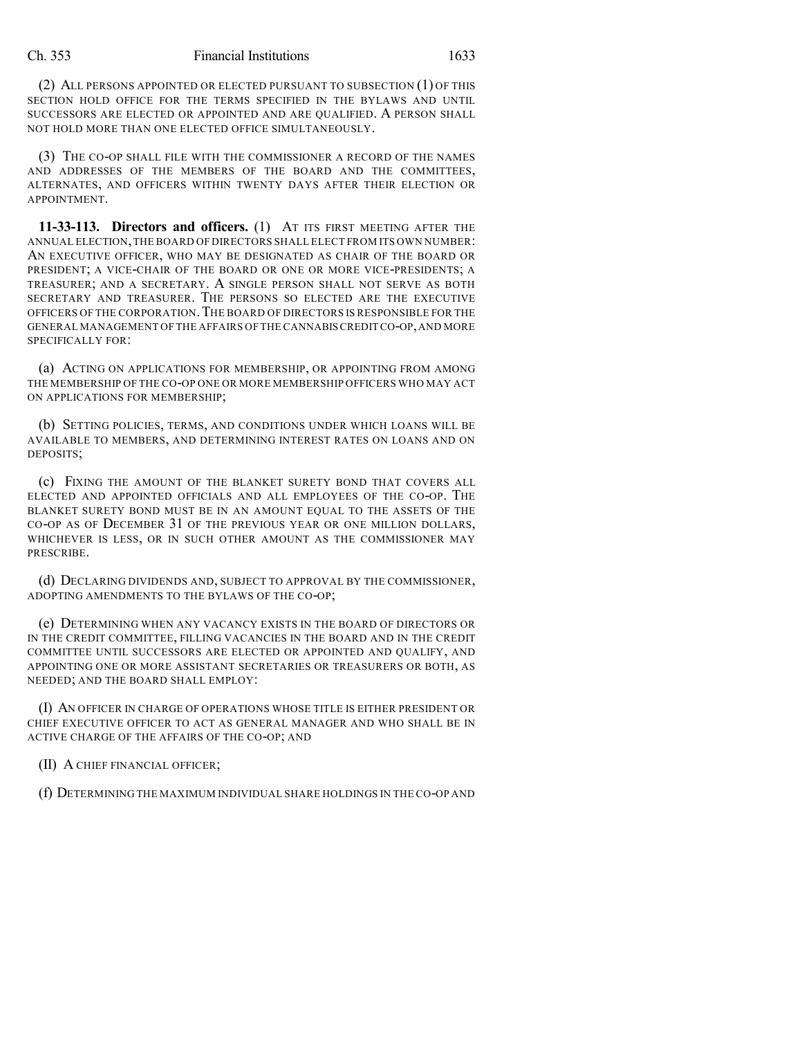(2) ALL PERSONS APPOINTED OR ELECTED PURSUANT TO SUBSECTION (1) OF THIS SECTION HOLD OFFICE FOR THE TERMS SPECIFIED IN THE BYLAWS AND UNTIL SUCCESSORS ARE ELECTED OR APPOINTED AND ARE QUALIFIED. A PERSON SHALL NOT HOLD MORE THAN ONE ELECTED OFFICE SIMULTANEOUSLY.

(3) THE CO-OP SHALL FILE WITH THE COMMISSIONER A RECORD OF THE NAMES AND ADDRESSES OF THE MEMBERS OF THE BOARD AND THE COMMITTEES, ALTERNATES, AND OFFICERS WITHIN TWENTY DAYS AFTER THEIR ELECTION OR APPOINTMENT.

**11-33-113. Directors and officers.** (1) AT ITS FIRST MEETING AFTER THE ANNUAL ELECTION, THE BOARD OF DIRECTORS SHALL ELECT FROM ITS OWN NUMBER: AN EXECUTIVE OFFICER, WHO MAY BE DESIGNATED AS CHAIR OF THE BOARD OR PRESIDENT; A VICE-CHAIR OF THE BOARD OR ONE OR MORE VICE-PRESIDENTS; A TREASURER; AND A SECRETARY. A SINGLE PERSON SHALL NOT SERVE AS BOTH SECRETARY AND TREASURER. THE PERSONS SO ELECTED ARE THE EXECUTIVE OFFICERS OF THE CORPORATION. THE BOARD OF DIRECTORS IS RESPONSIBLE FOR THE GENERAL MANAGEMENT OF THE AFFAIRS OF THE CANNABIS CREDIT CO-OP, AND MORE SPECIFICALLY FOR:

(a) ACTING ON APPLICATIONS FOR MEMBERSHIP, OR APPOINTING FROM AMONG THE MEMBERSHIP OF THE CO-OP ONE OR MORE MEMBERSHIP OFFICERS WHO MAY ACT ON APPLICATIONS FOR MEMBERSHIP;

(b) SETTING POLICIES, TERMS, AND CONDITIONS UNDER WHICH LOANS WILL BE AVAILABLE TO MEMBERS, AND DETERMINING INTEREST RATES ON LOANS AND ON DEPOSITS;

(c) FIXING THE AMOUNT OF THE BLANKET SURETY BOND THAT COVERS ALL ELECTED AND APPOINTED OFFICIALS AND ALL EMPLOYEES OF THE CO-OP. THE BLANKET SURETY BOND MUST BE IN AN AMOUNT EQUAL TO THE ASSETS OF THE CO-OP AS OF DECEMBER 31 OF THE PREVIOUS YEAR OR ONE MILLION DOLLARS, WHICHEVER IS LESS, OR IN SUCH OTHER AMOUNT AS THE COMMISSIONER MAY PRESCRIBE.

(d) DECLARING DIVIDENDS AND, SUBJECT TO APPROVAL BY THE COMMISSIONER, ADOPTING AMENDMENTS TO THE BYLAWS OF THE CO-OP;

(e) DETERMINING WHEN ANY VACANCY EXISTS IN THE BOARD OF DIRECTORS OR IN THE CREDIT COMMITTEE, FILLING VACANCIES IN THE BOARD AND IN THE CREDIT COMMITTEE UNTIL SUCCESSORS ARE ELECTED OR APPOINTED AND QUALIFY, AND APPOINTING ONE OR MORE ASSISTANT SECRETARIES OR TREASURERS OR BOTH, AS NEEDED; AND THE BOARD SHALL EMPLOY:

(I) AN OFFICER IN CHARGE OF OPERATIONS WHOSE TITLE IS EITHER PRESIDENT OR CHIEF EXECUTIVE OFFICER TO ACT AS GENERAL MANAGER AND WHO SHALL BE IN ACTIVE CHARGE OF THE AFFAIRS OF THE CO-OP; AND

(II) A CHIEF FINANCIAL OFFICER;

(f) DETERMINING THE MAXIMUM INDIVIDUAL SHARE HOLDINGS IN THE CO-OP AND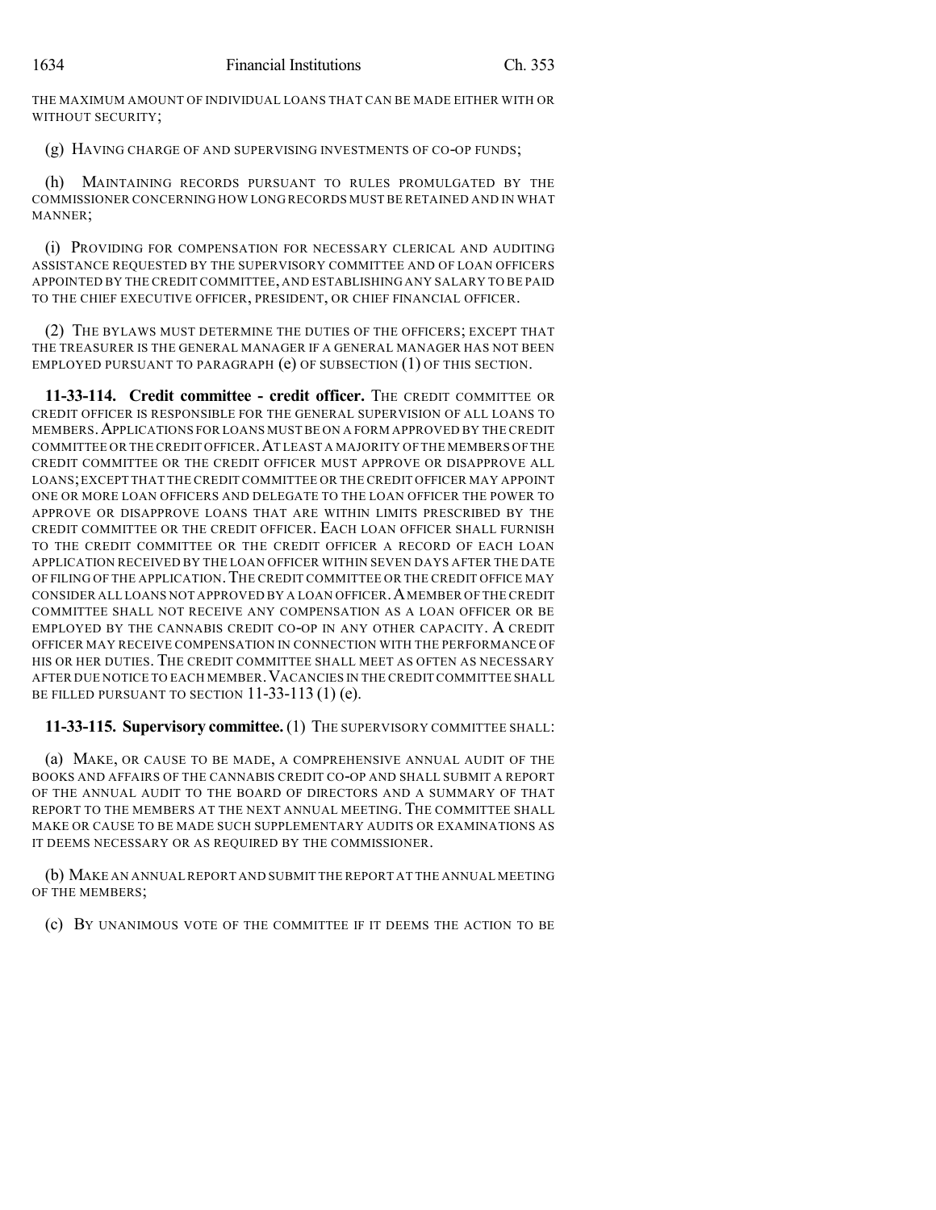THE MAXIMUM AMOUNT OF INDIVIDUAL LOANS THAT CAN BE MADE EITHER WITH OR WITHOUT SECURITY;

(g) HAVING CHARGE OF AND SUPERVISING INVESTMENTS OF CO-OP FUNDS;

(h) MAINTAINING RECORDS PURSUANT TO RULES PROMULGATED BY THE COMMISSIONER CONCERNING HOW LONG RECORDS MUST BE RETAINED AND IN WHAT MANNER;

(i) PROVIDING FOR COMPENSATION FOR NECESSARY CLERICAL AND AUDITING ASSISTANCE REQUESTED BY THE SUPERVISORY COMMITTEE AND OF LOAN OFFICERS APPOINTED BY THE CREDIT COMMITTEE, AND ESTABLISHING ANY SALARY TO BE PAID TO THE CHIEF EXECUTIVE OFFICER, PRESIDENT, OR CHIEF FINANCIAL OFFICER.

(2) THE BYLAWS MUST DETERMINE THE DUTIES OF THE OFFICERS; EXCEPT THAT THE TREASURER IS THE GENERAL MANAGER IF A GENERAL MANAGER HAS NOT BEEN EMPLOYED PURSUANT TO PARAGRAPH (e) OF SUBSECTION (1) OF THIS SECTION.

**11-33-114. Credit committee - credit officer.** THE CREDIT COMMITTEE OR CREDIT OFFICER IS RESPONSIBLE FOR THE GENERAL SUPERVISION OF ALL LOANS TO MEMBERS. APPLICATIONS FOR LOANS MUST BE ON A FORM APPROVED BY THE CREDIT COMMITTEE OR THE CREDIT OFFICER. AT LEAST A MAJORITY OF THE MEMBERS OF THE CREDIT COMMITTEE OR THE CREDIT OFFICER MUST APPROVE OR DISAPPROVE ALL LOANS; EXCEPT THAT THE CREDIT COMMITTEE OR THE CREDIT OFFICER MAY APPOINT ONE OR MORE LOAN OFFICERS AND DELEGATE TO THE LOAN OFFICER THE POWER TO APPROVE OR DISAPPROVE LOANS THAT ARE WITHIN LIMITS PRESCRIBED BY THE CREDIT COMMITTEE OR THE CREDIT OFFICER. EACH LOAN OFFICER SHALL FURNISH TO THE CREDIT COMMITTEE OR THE CREDIT OFFICER A RECORD OF EACH LOAN APPLICATION RECEIVED BY THE LOAN OFFICER WITHIN SEVEN DAYS AFTER THE DATE OF FILING OF THE APPLICATION. THE CREDIT COMMITTEE OR THE CREDIT OFFICE MAY CONSIDER ALL LOANS NOT APPROVED BY A LOAN OFFICER. A MEMBER OF THE CREDIT COMMITTEE SHALL NOT RECEIVE ANY COMPENSATION AS A LOAN OFFICER OR BE EMPLOYED BY THE CANNABIS CREDIT CO-OP IN ANY OTHER CAPACITY. A CREDIT OFFICER MAY RECEIVE COMPENSATION IN CONNECTION WITH THE PERFORMANCE OF HIS OR HER DUTIES. THE CREDIT COMMITTEE SHALL MEET AS OFTEN AS NECESSARY AFTER DUE NOTICE TO EACH MEMBER. VACANCIES IN THE CREDIT COMMITTEE SHALL BE FILLED PURSUANT TO SECTION 11-33-113 (1) (e).

**11-33-115. Supervisory committee.** (1) THE SUPERVISORY COMMITTEE SHALL:

(a) MAKE, OR CAUSE TO BE MADE, A COMPREHENSIVE ANNUAL AUDIT OF THE BOOKS AND AFFAIRS OF THE CANNABIS CREDIT CO-OP AND SHALL SUBMIT A REPORT OF THE ANNUAL AUDIT TO THE BOARD OF DIRECTORS AND A SUMMARY OF THAT REPORT TO THE MEMBERS AT THE NEXT ANNUAL MEETING. THE COMMITTEE SHALL MAKE OR CAUSE TO BE MADE SUCH SUPPLEMENTARY AUDITS OR EXAMINATIONS AS IT DEEMS NECESSARY OR AS REQUIRED BY THE COMMISSIONER.

(b) MAKE AN ANNUAL REPORT AND SUBMIT THE REPORT AT THE ANNUAL MEETING OF THE MEMBERS;

(c) BY UNANIMOUS VOTE OF THE COMMITTEE IF IT DEEMS THE ACTION TO BE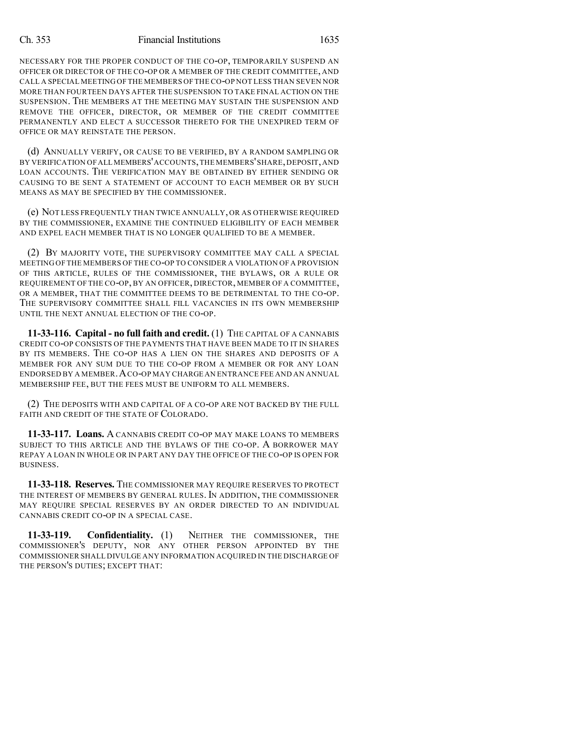NECESSARY FOR THE PROPER CONDUCT OF THE CO-OP, TEMPORARILY SUSPEND AN OFFICER OR DIRECTOR OF THE CO-OP OR A MEMBER OF THE CREDIT COMMITTEE, AND CALL A SPECIAL MEETING OF THE MEMBERS OF THE CO-OP NOT LESS THAN SEVEN NOR MORE THAN FOURTEEN DAYS AFTER THE SUSPENSION TO TAKE FINAL ACTION ON THE SUSPENSION. THE MEMBERS AT THE MEETING MAY SUSTAIN THE SUSPENSION AND REMOVE THE OFFICER, DIRECTOR, OR MEMBER OF THE CREDIT COMMITTEE PERMANENTLY AND ELECT A SUCCESSOR THERETO FOR THE UNEXPIRED TERM OF OFFICE OR MAY REINSTATE THE PERSON.

(d) ANNUALLY VERIFY, OR CAUSE TO BE VERIFIED, BY A RANDOM SAMPLING OR BY VERIFICATION OF ALL MEMBERS' ACCOUNTS, THE MEMBERS' SHARE, DEPOSIT, AND LOAN ACCOUNTS. THE VERIFICATION MAY BE OBTAINED BY EITHER SENDING OR CAUSING TO BE SENT A STATEMENT OF ACCOUNT TO EACH MEMBER OR BY SUCH MEANS AS MAY BE SPECIFIED BY THE COMMISSIONER.

(e) NOT LESS FREQUENTLY THAN TWICE ANNUALLY, OR AS OTHERWISE REQUIRED BY THE COMMISSIONER, EXAMINE THE CONTINUED ELIGIBILITY OF EACH MEMBER AND EXPEL EACH MEMBER THAT IS NO LONGER QUALIFIED TO BE A MEMBER.

(2) BY MAJORITY VOTE, THE SUPERVISORY COMMITTEE MAY CALL A SPECIAL MEETING OF THE MEMBERS OF THE CO-OP TO CONSIDER A VIOLATION OF A PROVISION OF THIS ARTICLE, RULES OF THE COMMISSIONER, THE BYLAWS, OR A RULE OR REQUIREMENT OF THE CO-OP, BY AN OFFICER, DIRECTOR, MEMBER OF A COMMITTEE, OR A MEMBER, THAT THE COMMITTEE DEEMS TO BE DETRIMENTAL TO THE CO-OP. THE SUPERVISORY COMMITTEE SHALL FILL VACANCIES IN ITS OWN MEMBERSHIP UNTIL THE NEXT ANNUAL ELECTION OF THE CO-OP.

**11-33-116. Capital - no full faith and credit.** (1) THE CAPITAL OF A CANNABIS CREDIT CO-OP CONSISTS OF THE PAYMENTS THAT HAVE BEEN MADE TO IT IN SHARES BY ITS MEMBERS. THE CO-OP HAS A LIEN ON THE SHARES AND DEPOSITS OF A MEMBER FOR ANY SUM DUE TO THE CO-OP FROM A MEMBER OR FOR ANY LOAN ENDORSED BY A MEMBER. A CO-OP MAY CHARGE AN ENTRANCE FEE AND AN ANNUAL MEMBERSHIP FEE, BUT THE FEES MUST BE UNIFORM TO ALL MEMBERS.

(2) THE DEPOSITS WITH AND CAPITAL OF A CO-OP ARE NOT BACKED BY THE FULL FAITH AND CREDIT OF THE STATE OF COLORADO.

**11-33-117. Loans.** A CANNABIS CREDIT CO-OP MAY MAKE LOANS TO MEMBERS SUBJECT TO THIS ARTICLE AND THE BYLAWS OF THE CO-OP. A BORROWER MAY REPAY A LOAN IN WHOLE OR IN PART ANY DAY THE OFFICE OF THE CO-OP IS OPEN FOR BUSINESS.

**11-33-118. Reserves.** THE COMMISSIONER MAY REQUIRE RESERVES TO PROTECT THE INTEREST OF MEMBERS BY GENERAL RULES. IN ADDITION, THE COMMISSIONER MAY REQUIRE SPECIAL RESERVES BY AN ORDER DIRECTED TO AN INDIVIDUAL CANNABIS CREDIT CO-OP IN A SPECIAL CASE.

**11-33-119. Confidentiality.** (1) NEITHER THE COMMISSIONER, THE COMMISSIONER'S DEPUTY, NOR ANY OTHER PERSON APPOINTED BY THE COMMISSIONER SHALL DIVULGE ANY INFORMATION ACQUIRED IN THE DISCHARGE OF THE PERSON'S DUTIES; EXCEPT THAT: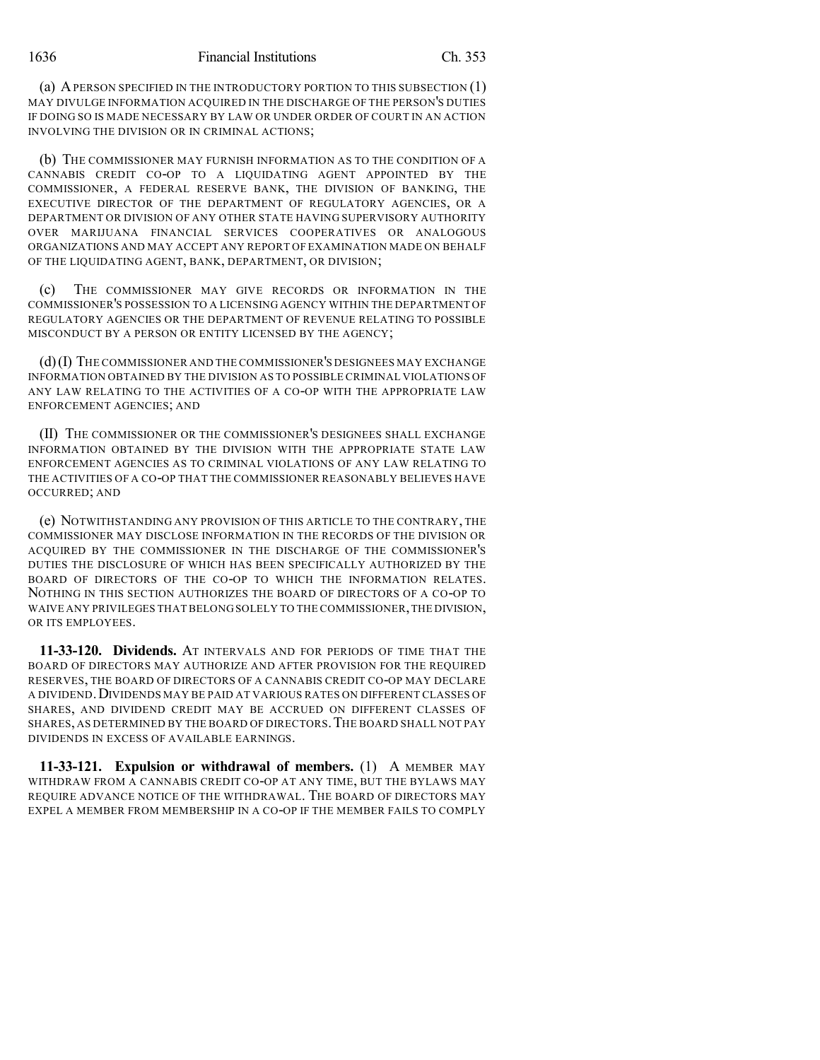(a) A PERSON SPECIFIED IN THE INTRODUCTORY PORTION TO THIS SUBSECTION (1) MAY DIVULGE INFORMATION ACQUIRED IN THE DISCHARGE OF THE PERSON'S DUTIES IF DOING SO IS MADE NECESSARY BY LAW OR UNDER ORDER OF COURT IN AN ACTION INVOLVING THE DIVISION OR IN CRIMINAL ACTIONS;

(b) THE COMMISSIONER MAY FURNISH INFORMATION AS TO THE CONDITION OF A CANNABIS CREDIT CO-OP TO A LIQUIDATING AGENT APPOINTED BY THE COMMISSIONER, A FEDERAL RESERVE BANK, THE DIVISION OF BANKING, THE EXECUTIVE DIRECTOR OF THE DEPARTMENT OF REGULATORY AGENCIES, OR A DEPARTMENT OR DIVISION OF ANY OTHER STATE HAVING SUPERVISORY AUTHORITY OVER MARIJUANA FINANCIAL SERVICES COOPERATIVES OR ANALOGOUS ORGANIZATIONS AND MAY ACCEPT ANY REPORT OF EXAMINATION MADE ON BEHALF OF THE LIQUIDATING AGENT, BANK, DEPARTMENT, OR DIVISION;

(c) THE COMMISSIONER MAY GIVE RECORDS OR INFORMATION IN THE COMMISSIONER'S POSSESSION TO A LICENSING AGENCY WITHIN THE DEPARTMENT OF REGULATORY AGENCIES OR THE DEPARTMENT OF REVENUE RELATING TO POSSIBLE MISCONDUCT BY A PERSON OR ENTITY LICENSED BY THE AGENCY;

(d) (I) THE COMMISSIONER AND THE COMMISSIONER'S DESIGNEES MAY EXCHANGE INFORMATION OBTAINED BY THE DIVISION AS TO POSSIBLE CRIMINAL VIOLATIONS OF ANY LAW RELATING TO THE ACTIVITIES OF A CO-OP WITH THE APPROPRIATE LAW ENFORCEMENT AGENCIES; AND

(II) THE COMMISSIONER OR THE COMMISSIONER'S DESIGNEES SHALL EXCHANGE INFORMATION OBTAINED BY THE DIVISION WITH THE APPROPRIATE STATE LAW ENFORCEMENT AGENCIES AS TO CRIMINAL VIOLATIONS OF ANY LAW RELATING TO THE ACTIVITIES OF A CO-OP THAT THE COMMISSIONER REASONABLY BELIEVES HAVE OCCURRED; AND

(e) NOTWITHSTANDING ANY PROVISION OF THIS ARTICLE TO THE CONTRARY, THE COMMISSIONER MAY DISCLOSE INFORMATION IN THE RECORDS OF THE DIVISION OR ACQUIRED BY THE COMMISSIONER IN THE DISCHARGE OF THE COMMISSIONER'S DUTIES THE DISCLOSURE OF WHICH HAS BEEN SPECIFICALLY AUTHORIZED BY THE BOARD OF DIRECTORS OF THE CO-OP TO WHICH THE INFORMATION RELATES. NOTHING IN THIS SECTION AUTHORIZES THE BOARD OF DIRECTORS OF A CO-OP TO WAIVE ANY PRIVILEGES THAT BELONG SOLELY TO THE COMMISSIONER, THE DIVISION, OR ITS EMPLOYEES.

**11-33-120. Dividends.** AT INTERVALS AND FOR PERIODS OF TIME THAT THE BOARD OF DIRECTORS MAY AUTHORIZE AND AFTER PROVISION FOR THE REQUIRED RESERVES, THE BOARD OF DIRECTORS OF A CANNABIS CREDIT CO-OP MAY DECLARE A DIVIDEND. DIVIDENDS MAY BE PAID AT VARIOUS RATES ON DIFFERENT CLASSES OF SHARES, AND DIVIDEND CREDIT MAY BE ACCRUED ON DIFFERENT CLASSES OF SHARES, AS DETERMINED BY THE BOARD OF DIRECTORS. THE BOARD SHALL NOT PAY DIVIDENDS IN EXCESS OF AVAILABLE EARNINGS.

**11-33-121. Expulsion or withdrawal of members.** (1) A MEMBER MAY WITHDRAW FROM A CANNABIS CREDIT CO-OP AT ANY TIME, BUT THE BYLAWS MAY REQUIRE ADVANCE NOTICE OF THE WITHDRAWAL. THE BOARD OF DIRECTORS MAY EXPEL A MEMBER FROM MEMBERSHIP IN A CO-OP IF THE MEMBER FAILS TO COMPLY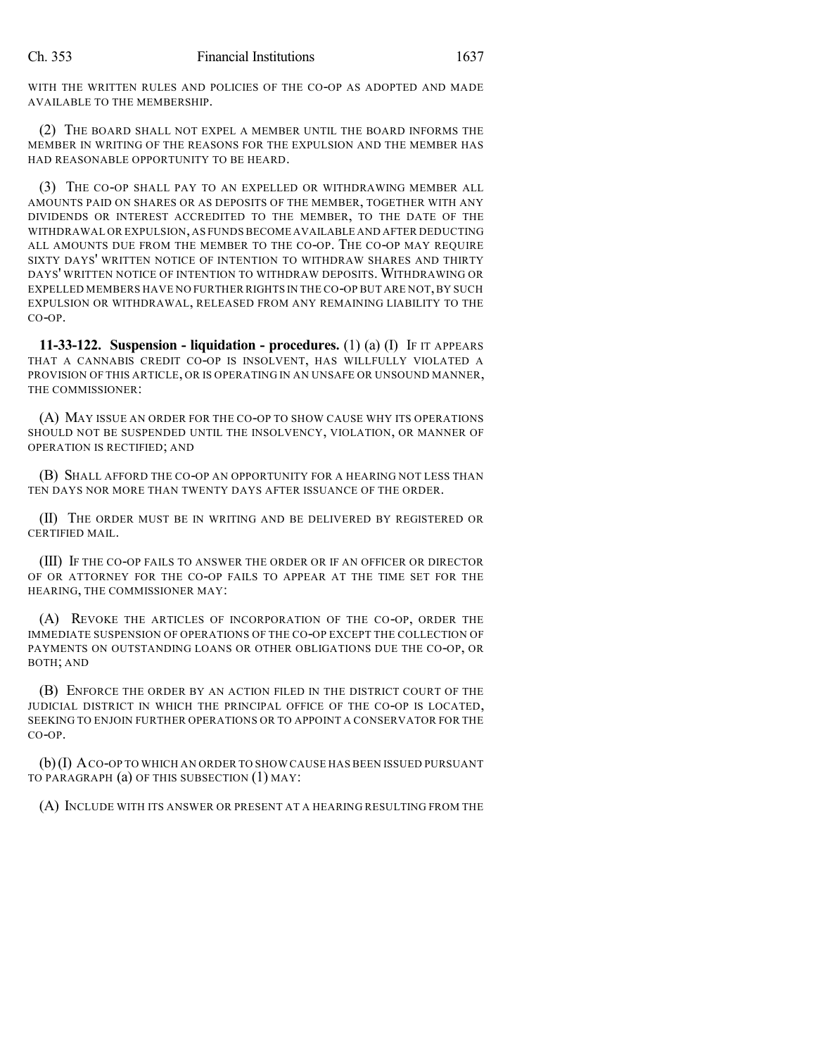WITH THE WRITTEN RULES AND POLICIES OF THE CO-OP AS ADOPTED AND MADE AVAILABLE TO THE MEMBERSHIP.

(2) THE BOARD SHALL NOT EXPEL A MEMBER UNTIL THE BOARD INFORMS THE MEMBER IN WRITING OF THE REASONS FOR THE EXPULSION AND THE MEMBER HAS HAD REASONABLE OPPORTUNITY TO BE HEARD.

(3) THE CO-OP SHALL PAY TO AN EXPELLED OR WITHDRAWING MEMBER ALL AMOUNTS PAID ON SHARES OR AS DEPOSITS OF THE MEMBER, TOGETHER WITH ANY DIVIDENDS OR INTEREST ACCREDITED TO THE MEMBER, TO THE DATE OF THE WITHDRAWAL OR EXPULSION, AS FUNDS BECOME AVAILABLE AND AFTER DEDUCTING ALL AMOUNTS DUE FROM THE MEMBER TO THE CO-OP. THE CO-OP MAY REQUIRE SIXTY DAYS' WRITTEN NOTICE OF INTENTION TO WITHDRAW SHARES AND THIRTY DAYS' WRITTEN NOTICE OF INTENTION TO WITHDRAW DEPOSITS. WITHDRAWING OR EXPELLED MEMBERS HAVE NO FURTHER RIGHTS IN THE CO-OP BUT ARE NOT, BY SUCH EXPULSION OR WITHDRAWAL, RELEASED FROM ANY REMAINING LIABILITY TO THE CO-OP.

**11-33-122. Suspension - liquidation - procedures.** (1) (a) (I) IF IT APPEARS THAT A CANNABIS CREDIT CO-OP IS INSOLVENT, HAS WILLFULLY VIOLATED A PROVISION OF THIS ARTICLE, OR IS OPERATING IN AN UNSAFE OR UNSOUND MANNER, THE COMMISSIONER:

(A) MAY ISSUE AN ORDER FOR THE CO-OP TO SHOW CAUSE WHY ITS OPERATIONS SHOULD NOT BE SUSPENDED UNTIL THE INSOLVENCY, VIOLATION, OR MANNER OF OPERATION IS RECTIFIED; AND

(B) SHALL AFFORD THE CO-OP AN OPPORTUNITY FOR A HEARING NOT LESS THAN TEN DAYS NOR MORE THAN TWENTY DAYS AFTER ISSUANCE OF THE ORDER.

(II) THE ORDER MUST BE IN WRITING AND BE DELIVERED BY REGISTERED OR CERTIFIED MAIL.

(III) IF THE CO-OP FAILS TO ANSWER THE ORDER OR IF AN OFFICER OR DIRECTOR OF OR ATTORNEY FOR THE CO-OP FAILS TO APPEAR AT THE TIME SET FOR THE HEARING, THE COMMISSIONER MAY:

(A) REVOKE THE ARTICLES OF INCORPORATION OF THE CO-OP, ORDER THE IMMEDIATE SUSPENSION OF OPERATIONS OF THE CO-OP EXCEPT THE COLLECTION OF PAYMENTS ON OUTSTANDING LOANS OR OTHER OBLIGATIONS DUE THE CO-OP, OR BOTH; AND

(B) ENFORCE THE ORDER BY AN ACTION FILED IN THE DISTRICT COURT OF THE JUDICIAL DISTRICT IN WHICH THE PRINCIPAL OFFICE OF THE CO-OP IS LOCATED, SEEKING TO ENJOIN FURTHER OPERATIONS OR TO APPOINT A CONSERVATOR FOR THE CO-OP.

(b) (I) A CO-OP TO WHICH AN ORDER TO SHOW CAUSE HAS BEEN ISSUED PURSUANT TO PARAGRAPH (a) OF THIS SUBSECTION (1) MAY:

(A) INCLUDE WITH ITS ANSWER OR PRESENT AT A HEARING RESULTING FROM THE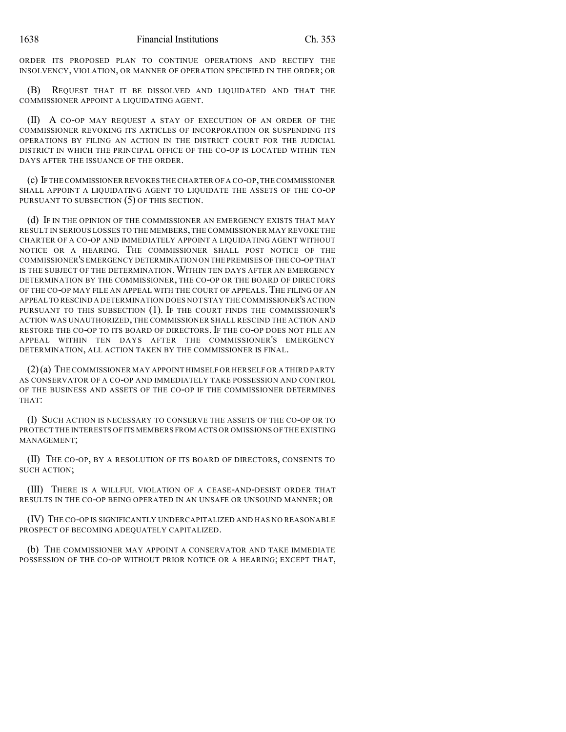ORDER ITS PROPOSED PLAN TO CONTINUE OPERATIONS AND RECTIFY THE INSOLVENCY, VIOLATION, OR MANNER OF OPERATION SPECIFIED IN THE ORDER; OR

(B) REQUEST THAT IT BE DISSOLVED AND LIQUIDATED AND THAT THE COMMISSIONER APPOINT A LIQUIDATING AGENT.

(II) A CO-OP MAY REQUEST A STAY OF EXECUTION OF AN ORDER OF THE COMMISSIONER REVOKING ITS ARTICLES OF INCORPORATION OR SUSPENDING ITS OPERATIONS BY FILING AN ACTION IN THE DISTRICT COURT FOR THE JUDICIAL DISTRICT IN WHICH THE PRINCIPAL OFFICE OF THE CO-OP IS LOCATED WITHIN TEN DAYS AFTER THE ISSUANCE OF THE ORDER.

(c) IF THE COMMISSIONER REVOKES THE CHARTER OF A CO-OP, THE COMMISSIONER SHALL APPOINT A LIQUIDATING AGENT TO LIQUIDATE THE ASSETS OF THE CO-OP PURSUANT TO SUBSECTION (5) OF THIS SECTION.

(d) IF IN THE OPINION OF THE COMMISSIONER AN EMERGENCY EXISTS THAT MAY RESULT IN SERIOUS LOSSES TO THE MEMBERS, THE COMMISSIONER MAY REVOKE THE CHARTER OF A CO-OP AND IMMEDIATELY APPOINT A LIQUIDATING AGENT WITHOUT NOTICE OR A HEARING. THE COMMISSIONER SHALL POST NOTICE OF THE COMMISSIONER'S EMERGENCY DETERMINATION ON THE PREMISES OF THE CO-OP THAT IS THE SUBJECT OF THE DETERMINATION. WITHIN TEN DAYS AFTER AN EMERGENCY DETERMINATION BY THE COMMISSIONER, THE CO-OP OR THE BOARD OF DIRECTORS OF THE CO-OP MAY FILE AN APPEAL WITH THE COURT OF APPEALS. THE FILING OF AN APPEAL TO RESCIND A DETERMINATION DOES NOT STAY THE COMMISSIONER'S ACTION PURSUANT TO THIS SUBSECTION (1). IF THE COURT FINDS THE COMMISSIONER'S ACTION WAS UNAUTHORIZED, THE COMMISSIONER SHALL RESCIND THE ACTION AND RESTORE THE CO-OP TO ITS BOARD OF DIRECTORS. IF THE CO-OP DOES NOT FILE AN APPEAL WITHIN TEN DAYS AFTER THE COMMISSIONER'S EMERGENCY DETERMINATION, ALL ACTION TAKEN BY THE COMMISSIONER IS FINAL.

(2) (a) THE COMMISSIONER MAY APPOINT HIMSELF OR HERSELF OR A THIRD PARTY AS CONSERVATOR OF A CO-OP AND IMMEDIATELY TAKE POSSESSION AND CONTROL OF THE BUSINESS AND ASSETS OF THE CO-OP IF THE COMMISSIONER DETERMINES THAT:

(I) SUCH ACTION IS NECESSARY TO CONSERVE THE ASSETS OF THE CO-OP OR TO PROTECT THE INTERESTS OF ITS MEMBERS FROM ACTS OR OMISSIONS OF THE EXISTING MANAGEMENT;

(II) THE CO-OP, BY A RESOLUTION OF ITS BOARD OF DIRECTORS, CONSENTS TO SUCH ACTION;

(III) THERE IS A WILLFUL VIOLATION OF A CEASE-AND-DESIST ORDER THAT RESULTS IN THE CO-OP BEING OPERATED IN AN UNSAFE OR UNSOUND MANNER; OR

(IV) THE CO-OP IS SIGNIFICANTLY UNDERCAPITALIZED AND HAS NO REASONABLE PROSPECT OF BECOMING ADEQUATELY CAPITALIZED.

(b) THE COMMISSIONER MAY APPOINT A CONSERVATOR AND TAKE IMMEDIATE POSSESSION OF THE CO-OP WITHOUT PRIOR NOTICE OR A HEARING; EXCEPT THAT,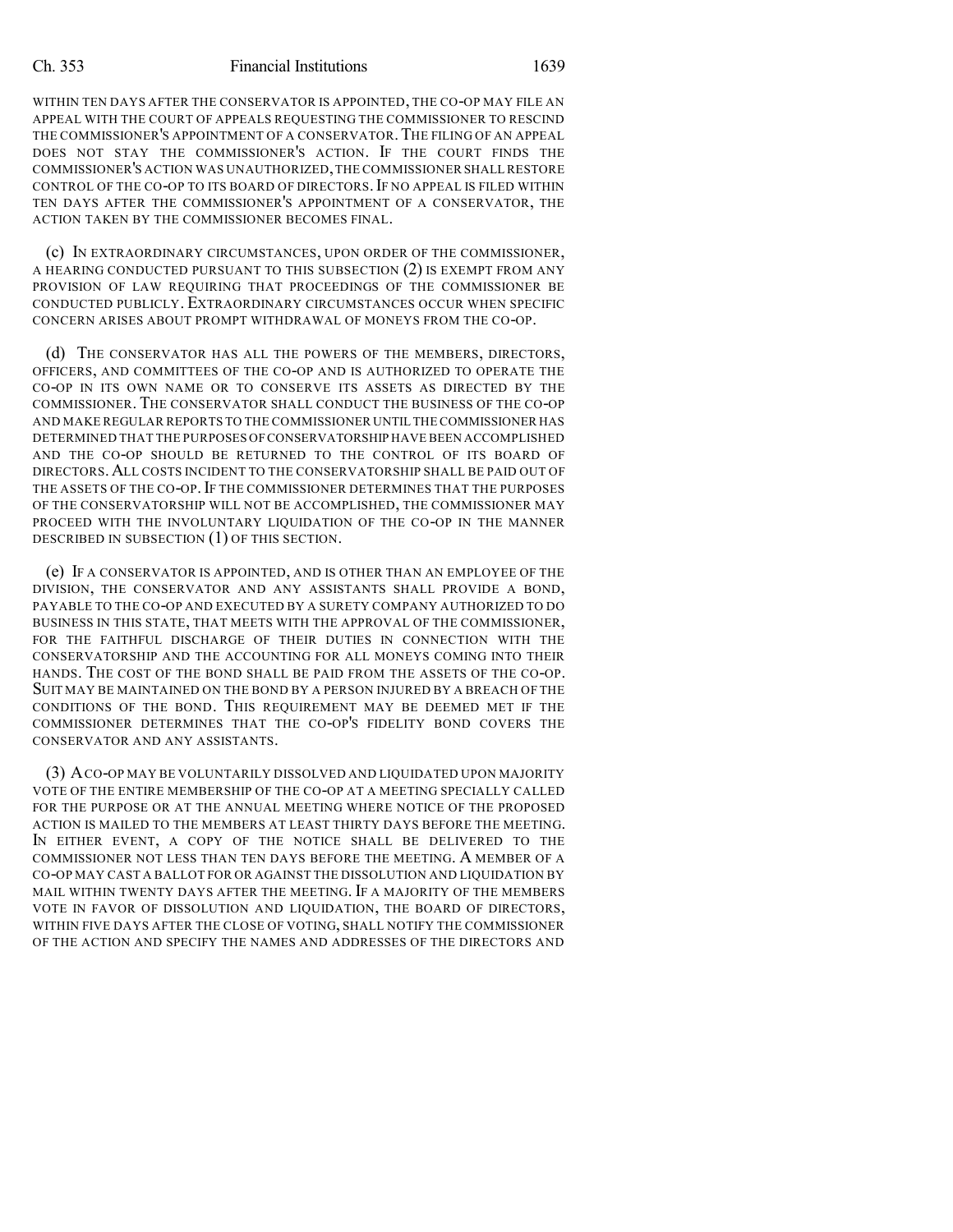WITHIN TEN DAYS AFTER THE CONSERVATOR IS APPOINTED, THE CO-OP MAY FILE AN APPEAL WITH THE COURT OF APPEALS REQUESTING THE COMMISSIONER TO RESCIND THE COMMISSIONER'S APPOINTMENT OF A CONSERVATOR. THE FILING OF AN APPEAL DOES NOT STAY THE COMMISSIONER'S ACTION. IF THE COURT FINDS THE COMMISSIONER'S ACTION WAS UNAUTHORIZED, THE COMMISSIONER SHALL RESTORE CONTROL OF THE CO-OP TO ITS BOARD OF DIRECTORS. IF NO APPEAL IS FILED WITHIN TEN DAYS AFTER THE COMMISSIONER'S APPOINTMENT OF A CONSERVATOR, THE ACTION TAKEN BY THE COMMISSIONER BECOMES FINAL.

(c) IN EXTRAORDINARY CIRCUMSTANCES, UPON ORDER OF THE COMMISSIONER, A HEARING CONDUCTED PURSUANT TO THIS SUBSECTION (2) IS EXEMPT FROM ANY PROVISION OF LAW REQUIRING THAT PROCEEDINGS OF THE COMMISSIONER BE CONDUCTED PUBLICLY. EXTRAORDINARY CIRCUMSTANCES OCCUR WHEN SPECIFIC CONCERN ARISES ABOUT PROMPT WITHDRAWAL OF MONEYS FROM THE CO-OP.

(d) THE CONSERVATOR HAS ALL THE POWERS OF THE MEMBERS, DIRECTORS, OFFICERS, AND COMMITTEES OF THE CO-OP AND IS AUTHORIZED TO OPERATE THE CO-OP IN ITS OWN NAME OR TO CONSERVE ITS ASSETS AS DIRECTED BY THE COMMISSIONER. THE CONSERVATOR SHALL CONDUCT THE BUSINESS OF THE CO-OP AND MAKE REGULAR REPORTS TO THE COMMISSIONER UNTIL THE COMMISSIONER HAS DETERMINED THAT THE PURPOSES OF CONSERVATORSHIP HAVE BEEN ACCOMPLISHED AND THE CO-OP SHOULD BE RETURNED TO THE CONTROL OF ITS BOARD OF DIRECTORS. ALL COSTS INCIDENT TO THE CONSERVATORSHIP SHALL BE PAID OUT OF THE ASSETS OF THE CO-OP. IF THE COMMISSIONER DETERMINES THAT THE PURPOSES OF THE CONSERVATORSHIP WILL NOT BE ACCOMPLISHED, THE COMMISSIONER MAY PROCEED WITH THE INVOLUNTARY LIQUIDATION OF THE CO-OP IN THE MANNER DESCRIBED IN SUBSECTION (1) OF THIS SECTION.

(e) IF A CONSERVATOR IS APPOINTED, AND IS OTHER THAN AN EMPLOYEE OF THE DIVISION, THE CONSERVATOR AND ANY ASSISTANTS SHALL PROVIDE A BOND, PAYABLE TO THE CO-OP AND EXECUTED BY A SURETY COMPANY AUTHORIZED TO DO BUSINESS IN THIS STATE, THAT MEETS WITH THE APPROVAL OF THE COMMISSIONER, FOR THE FAITHFUL DISCHARGE OF THEIR DUTIES IN CONNECTION WITH THE CONSERVATORSHIP AND THE ACCOUNTING FOR ALL MONEYS COMING INTO THEIR HANDS. THE COST OF THE BOND SHALL BE PAID FROM THE ASSETS OF THE CO-OP. SUIT MAY BE MAINTAINED ON THE BOND BY A PERSON INJURED BY A BREACH OF THE CONDITIONS OF THE BOND. THIS REQUIREMENT MAY BE DEEMED MET IF THE COMMISSIONER DETERMINES THAT THE CO-OP'S FIDELITY BOND COVERS THE CONSERVATOR AND ANY ASSISTANTS.

(3) A CO-OP MAY BE VOLUNTARILY DISSOLVED AND LIQUIDATED UPON MAJORITY VOTE OF THE ENTIRE MEMBERSHIP OF THE CO-OP AT A MEETING SPECIALLY CALLED FOR THE PURPOSE OR AT THE ANNUAL MEETING WHERE NOTICE OF THE PROPOSED ACTION IS MAILED TO THE MEMBERS AT LEAST THIRTY DAYS BEFORE THE MEETING. IN EITHER EVENT, A COPY OF THE NOTICE SHALL BE DELIVERED TO THE COMMISSIONER NOT LESS THAN TEN DAYS BEFORE THE MEETING. A MEMBER OF A CO-OP MAY CAST A BALLOT FOR OR AGAINST THE DISSOLUTION AND LIQUIDATION BY MAIL WITHIN TWENTY DAYS AFTER THE MEETING. IF A MAJORITY OF THE MEMBERS VOTE IN FAVOR OF DISSOLUTION AND LIQUIDATION, THE BOARD OF DIRECTORS, WITHIN FIVE DAYS AFTER THE CLOSE OF VOTING, SHALL NOTIFY THE COMMISSIONER OF THE ACTION AND SPECIFY THE NAMES AND ADDRESSES OF THE DIRECTORS AND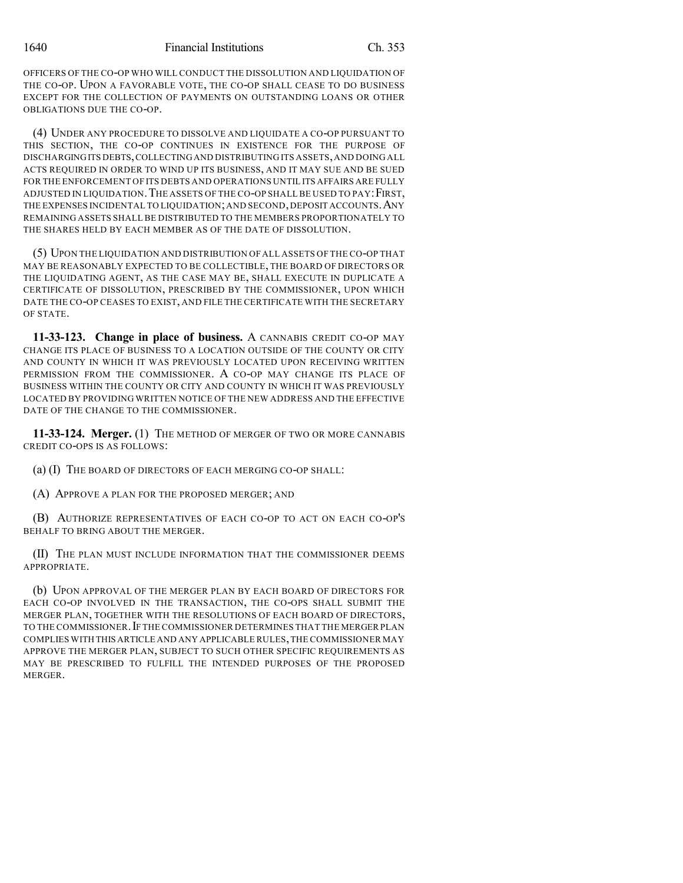OFFICERS OF THE CO-OP WHO WILL CONDUCT THE DISSOLUTION AND LIQUIDATION OF THE CO-OP. UPON A FAVORABLE VOTE, THE CO-OP SHALL CEASE TO DO BUSINESS EXCEPT FOR THE COLLECTION OF PAYMENTS ON OUTSTANDING LOANS OR OTHER OBLIGATIONS DUE THE CO-OP.

(4) UNDER ANY PROCEDURE TO DISSOLVE AND LIQUIDATE A CO-OP PURSUANT TO THIS SECTION, THE CO-OP CONTINUES IN EXISTENCE FOR THE PURPOSE OF DISCHARGING ITS DEBTS, COLLECTING AND DISTRIBUTING ITS ASSETS, AND DOING ALL ACTS REQUIRED IN ORDER TO WIND UP ITS BUSINESS, AND IT MAY SUE AND BE SUED FOR THE ENFORCEMENT OF ITS DEBTS AND OPERATIONS UNTIL ITS AFFAIRS ARE FULLY ADJUSTED IN LIQUIDATION. THE ASSETS OF THE CO-OP SHALL BE USED TO PAY: FIRST, THE EXPENSES INCIDENTAL TO LIQUIDATION; AND SECOND, DEPOSIT ACCOUNTS. ANY REMAINING ASSETS SHALL BE DISTRIBUTED TO THE MEMBERS PROPORTIONATELY TO THE SHARES HELD BY EACH MEMBER AS OF THE DATE OF DISSOLUTION.

(5) UPON THE LIQUIDATION AND DISTRIBUTION OF ALL ASSETS OF THE CO-OP THAT MAY BE REASONABLY EXPECTED TO BE COLLECTIBLE, THE BOARD OF DIRECTORS OR THE LIQUIDATING AGENT, AS THE CASE MAY BE, SHALL EXECUTE IN DUPLICATE A CERTIFICATE OF DISSOLUTION, PRESCRIBED BY THE COMMISSIONER, UPON WHICH DATE THE CO-OP CEASES TO EXIST, AND FILE THE CERTIFICATE WITH THE SECRETARY OF STATE.

**11-33-123. Change in place of business.** A CANNABIS CREDIT CO-OP MAY CHANGE ITS PLACE OF BUSINESS TO A LOCATION OUTSIDE OF THE COUNTY OR CITY AND COUNTY IN WHICH IT WAS PREVIOUSLY LOCATED UPON RECEIVING WRITTEN PERMISSION FROM THE COMMISSIONER. A CO-OP MAY CHANGE ITS PLACE OF BUSINESS WITHIN THE COUNTY OR CITY AND COUNTY IN WHICH IT WAS PREVIOUSLY LOCATED BY PROVIDING WRITTEN NOTICE OF THE NEW ADDRESS AND THE EFFECTIVE DATE OF THE CHANGE TO THE COMMISSIONER.

**11-33-124. Merger.** (1) THE METHOD OF MERGER OF TWO OR MORE CANNABIS CREDIT CO-OPS IS AS FOLLOWS:

(a) (I) THE BOARD OF DIRECTORS OF EACH MERGING CO-OP SHALL:

(A) APPROVE A PLAN FOR THE PROPOSED MERGER; AND

(B) AUTHORIZE REPRESENTATIVES OF EACH CO-OP TO ACT ON EACH CO-OP'S BEHALF TO BRING ABOUT THE MERGER.

(II) THE PLAN MUST INCLUDE INFORMATION THAT THE COMMISSIONER DEEMS APPROPRIATE.

(b) UPON APPROVAL OF THE MERGER PLAN BY EACH BOARD OF DIRECTORS FOR EACH CO-OP INVOLVED IN THE TRANSACTION, THE CO-OPS SHALL SUBMIT THE MERGER PLAN, TOGETHER WITH THE RESOLUTIONS OF EACH BOARD OF DIRECTORS, TO THE COMMISSIONER. IF THE COMMISSIONER DETERMINES THAT THE MERGER PLAN COMPLIES WITH THIS ARTICLE AND ANY APPLICABLE RULES, THE COMMISSIONER MAY APPROVE THE MERGER PLAN, SUBJECT TO SUCH OTHER SPECIFIC REQUIREMENTS AS MAY BE PRESCRIBED TO FULFILL THE INTENDED PURPOSES OF THE PROPOSED MERGER.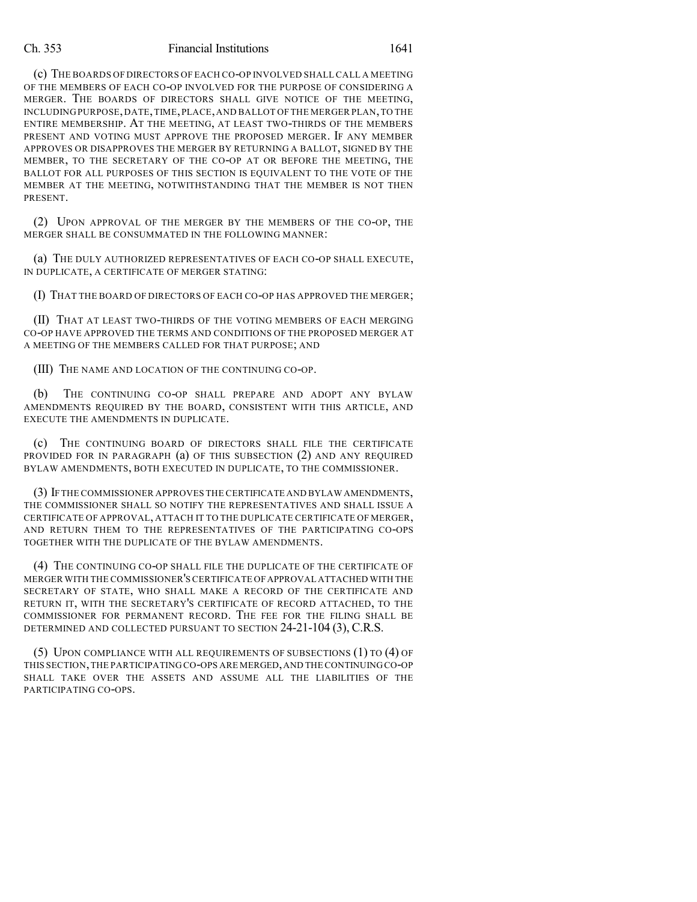(c) THE BOARDS OF DIRECTORS OF EACH CO-OP INVOLVED SHALL CALL A MEETING OF THE MEMBERS OF EACH CO-OP INVOLVED FOR THE PURPOSE OF CONSIDERING A MERGER. THE BOARDS OF DIRECTORS SHALL GIVE NOTICE OF THE MEETING, INCLUDING PURPOSE, DATE, TIME, PLACE, AND BALLOT OF THE MERGER PLAN, TO THE ENTIRE MEMBERSHIP. AT THE MEETING, AT LEAST TWO-THIRDS OF THE MEMBERS PRESENT AND VOTING MUST APPROVE THE PROPOSED MERGER. IF ANY MEMBER APPROVES OR DISAPPROVES THE MERGER BY RETURNING A BALLOT, SIGNED BY THE MEMBER, TO THE SECRETARY OF THE CO-OP AT OR BEFORE THE MEETING, THE BALLOT FOR ALL PURPOSES OF THIS SECTION IS EQUIVALENT TO THE VOTE OF THE MEMBER AT THE MEETING, NOTWITHSTANDING THAT THE MEMBER IS NOT THEN PRESENT.

(2) UPON APPROVAL OF THE MERGER BY THE MEMBERS OF THE CO-OP, THE MERGER SHALL BE CONSUMMATED IN THE FOLLOWING MANNER:

(a) THE DULY AUTHORIZED REPRESENTATIVES OF EACH CO-OP SHALL EXECUTE, IN DUPLICATE, A CERTIFICATE OF MERGER STATING:

(I) THAT THE BOARD OF DIRECTORS OF EACH CO-OP HAS APPROVED THE MERGER;

(II) THAT AT LEAST TWO-THIRDS OF THE VOTING MEMBERS OF EACH MERGING CO-OP HAVE APPROVED THE TERMS AND CONDITIONS OF THE PROPOSED MERGER AT A MEETING OF THE MEMBERS CALLED FOR THAT PURPOSE; AND

(III) THE NAME AND LOCATION OF THE CONTINUING CO-OP.

(b) THE CONTINUING CO-OP SHALL PREPARE AND ADOPT ANY BYLAW AMENDMENTS REQUIRED BY THE BOARD, CONSISTENT WITH THIS ARTICLE, AND EXECUTE THE AMENDMENTS IN DUPLICATE.

(c) THE CONTINUING BOARD OF DIRECTORS SHALL FILE THE CERTIFICATE PROVIDED FOR IN PARAGRAPH (a) OF THIS SUBSECTION (2) AND ANY REQUIRED BYLAW AMENDMENTS, BOTH EXECUTED IN DUPLICATE, TO THE COMMISSIONER.

(3) IF THE COMMISSIONER APPROVES THE CERTIFICATE AND BYLAW AMENDMENTS, THE COMMISSIONER SHALL SO NOTIFY THE REPRESENTATIVES AND SHALL ISSUE A CERTIFICATE OF APPROVAL, ATTACH IT TO THE DUPLICATE CERTIFICATE OF MERGER, AND RETURN THEM TO THE REPRESENTATIVES OF THE PARTICIPATING CO-OPS TOGETHER WITH THE DUPLICATE OF THE BYLAW AMENDMENTS.

(4) THE CONTINUING CO-OP SHALL FILE THE DUPLICATE OF THE CERTIFICATE OF MERGER WITH THE COMMISSIONER'S CERTIFICATE OF APPROVAL ATTACHED WITH THE SECRETARY OF STATE, WHO SHALL MAKE A RECORD OF THE CERTIFICATE AND RETURN IT, WITH THE SECRETARY'S CERTIFICATE OF RECORD ATTACHED, TO THE COMMISSIONER FOR PERMANENT RECORD. THE FEE FOR THE FILING SHALL BE DETERMINED AND COLLECTED PURSUANT TO SECTION 24-21-104 (3), C.R.S.

(5) UPON COMPLIANCE WITH ALL REQUIREMENTS OF SUBSECTIONS (1) TO (4) OF THIS SECTION, THE PARTICIPATING CO-OPS ARE MERGED, AND THE CONTINUING CO-OP SHALL TAKE OVER THE ASSETS AND ASSUME ALL THE LIABILITIES OF THE PARTICIPATING CO-OPS.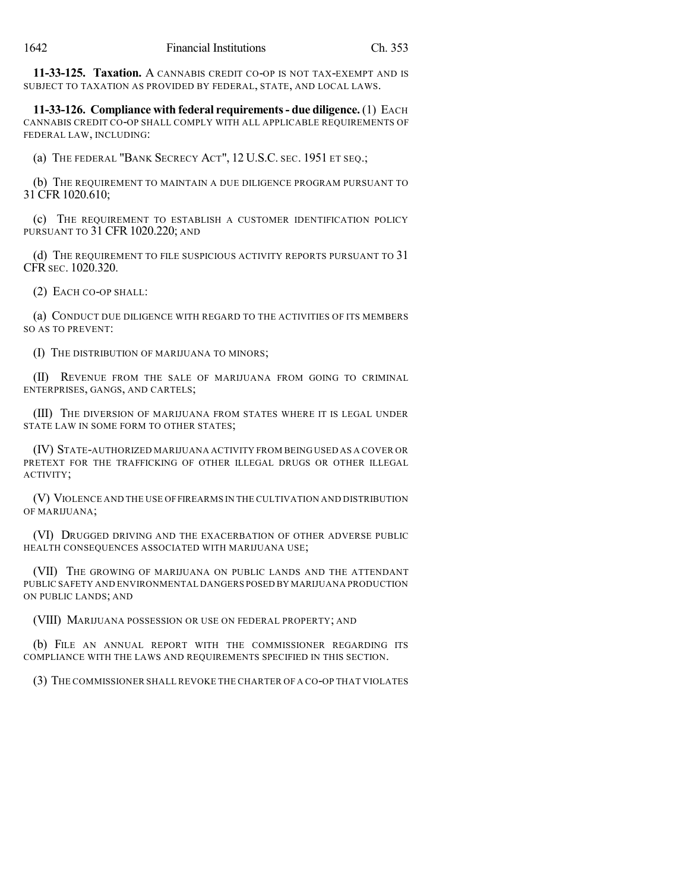**11-33-125. Taxation.** A CANNABIS CREDIT CO-OP IS NOT TAX-EXEMPT AND IS SUBJECT TO TAXATION AS PROVIDED BY FEDERAL, STATE, AND LOCAL LAWS.

**11-33-126. Compliance with federal requirements - due diligence.** (1) EACH CANNABIS CREDIT CO-OP SHALL COMPLY WITH ALL APPLICABLE REQUIREMENTS OF FEDERAL LAW, INCLUDING:

(a) THE FEDERAL "BANK SECRECY ACT", 12 U.S.C. SEC. 1951 ET SEQ.;

(b) THE REQUIREMENT TO MAINTAIN A DUE DILIGENCE PROGRAM PURSUANT TO 31 CFR 1020.610;

(c) THE REQUIREMENT TO ESTABLISH A CUSTOMER IDENTIFICATION POLICY PURSUANT TO 31 CFR 1020.220; AND

(d) THE REQUIREMENT TO FILE SUSPICIOUS ACTIVITY REPORTS PURSUANT TO 31 CFR SEC. 1020.320.

(2) EACH CO-OP SHALL:

(a) CONDUCT DUE DILIGENCE WITH REGARD TO THE ACTIVITIES OF ITS MEMBERS SO AS TO PREVENT:

(I) THE DISTRIBUTION OF MARIJUANA TO MINORS;

(II) REVENUE FROM THE SALE OF MARIJUANA FROM GOING TO CRIMINAL ENTERPRISES, GANGS, AND CARTELS;

(III) THE DIVERSION OF MARIJUANA FROM STATES WHERE IT IS LEGAL UNDER STATE LAW IN SOME FORM TO OTHER STATES;

(IV) STATE-AUTHORIZED MARIJUANA ACTIVITY FROM BEING USED AS A COVER OR PRETEXT FOR THE TRAFFICKING OF OTHER ILLEGAL DRUGS OR OTHER ILLEGAL ACTIVITY;

(V) VIOLENCE AND THE USE OF FIREARMS IN THE CULTIVATION AND DISTRIBUTION OF MARIJUANA;

(VI) DRUGGED DRIVING AND THE EXACERBATION OF OTHER ADVERSE PUBLIC HEALTH CONSEQUENCES ASSOCIATED WITH MARIJUANA USE;

(VII) THE GROWING OF MARIJUANA ON PUBLIC LANDS AND THE ATTENDANT PUBLIC SAFETY AND ENVIRONMENTAL DANGERS POSED BY MARIJUANA PRODUCTION ON PUBLIC LANDS; AND

(VIII) MARIJUANA POSSESSION OR USE ON FEDERAL PROPERTY; AND

(b) FILE AN ANNUAL REPORT WITH THE COMMISSIONER REGARDING ITS COMPLIANCE WITH THE LAWS AND REQUIREMENTS SPECIFIED IN THIS SECTION.

(3) THE COMMISSIONER SHALL REVOKE THE CHARTER OF A CO-OP THAT VIOLATES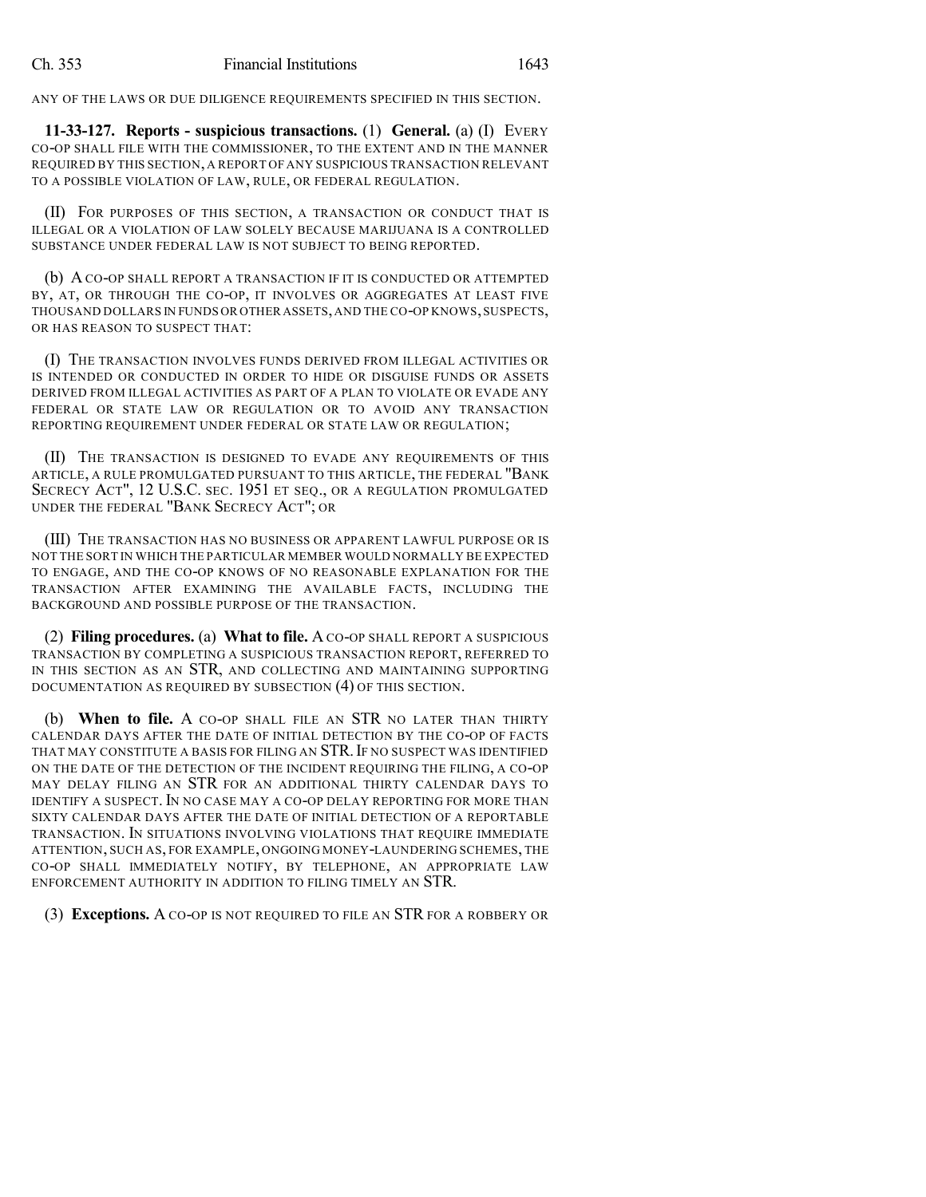ANY OF THE LAWS OR DUE DILIGENCE REQUIREMENTS SPECIFIED IN THIS SECTION.

**11-33-127. Reports - suspicious transactions.** (1) **General.** (a) (I) EVERY CO-OP SHALL FILE WITH THE COMMISSIONER, TO THE EXTENT AND IN THE MANNER REQUIRED BY THIS SECTION, A REPORT OF ANY SUSPICIOUS TRANSACTION RELEVANT TO A POSSIBLE VIOLATION OF LAW, RULE, OR FEDERAL REGULATION.

(II) FOR PURPOSES OF THIS SECTION, A TRANSACTION OR CONDUCT THAT IS ILLEGAL OR A VIOLATION OF LAW SOLELY BECAUSE MARIJUANA IS A CONTROLLED SUBSTANCE UNDER FEDERAL LAW IS NOT SUBJECT TO BEING REPORTED.

(b) A CO-OP SHALL REPORT A TRANSACTION IF IT IS CONDUCTED OR ATTEMPTED BY, AT, OR THROUGH THE CO-OP, IT INVOLVES OR AGGREGATES AT LEAST FIVE THOUSAND DOLLARS IN FUNDS OR OTHER ASSETS, AND THE CO-OP KNOWS, SUSPECTS, OR HAS REASON TO SUSPECT THAT:

(I) THE TRANSACTION INVOLVES FUNDS DERIVED FROM ILLEGAL ACTIVITIES OR IS INTENDED OR CONDUCTED IN ORDER TO HIDE OR DISGUISE FUNDS OR ASSETS DERIVED FROM ILLEGAL ACTIVITIES AS PART OF A PLAN TO VIOLATE OR EVADE ANY FEDERAL OR STATE LAW OR REGULATION OR TO AVOID ANY TRANSACTION REPORTING REQUIREMENT UNDER FEDERAL OR STATE LAW OR REGULATION;

(II) THE TRANSACTION IS DESIGNED TO EVADE ANY REQUIREMENTS OF THIS ARTICLE, A RULE PROMULGATED PURSUANT TO THIS ARTICLE, THE FEDERAL "BANK SECRECY ACT", 12 U.S.C. SEC. 1951 ET SEQ., OR A REGULATION PROMULGATED UNDER THE FEDERAL "BANK SECRECY ACT"; OR

(III) THE TRANSACTION HAS NO BUSINESS OR APPARENT LAWFUL PURPOSE OR IS NOT THE SORT IN WHICH THE PARTICULAR MEMBER WOULD NORMALLY BE EXPECTED TO ENGAGE, AND THE CO-OP KNOWS OF NO REASONABLE EXPLANATION FOR THE TRANSACTION AFTER EXAMINING THE AVAILABLE FACTS, INCLUDING THE BACKGROUND AND POSSIBLE PURPOSE OF THE TRANSACTION.

(2) **Filing procedures.** (a) **What to file.** A CO-OP SHALL REPORT A SUSPICIOUS TRANSACTION BY COMPLETING A SUSPICIOUS TRANSACTION REPORT, REFERRED TO IN THIS SECTION AS AN STR, AND COLLECTING AND MAINTAINING SUPPORTING DOCUMENTATION AS REQUIRED BY SUBSECTION (4) OF THIS SECTION.

(b) **When to file.** A CO-OP SHALL FILE AN STR NO LATER THAN THIRTY CALENDAR DAYS AFTER THE DATE OF INITIAL DETECTION BY THE CO-OP OF FACTS THAT MAY CONSTITUTE A BASIS FOR FILING AN STR. IF NO SUSPECT WAS IDENTIFIED ON THE DATE OF THE DETECTION OF THE INCIDENT REQUIRING THE FILING, A CO-OP MAY DELAY FILING AN STR FOR AN ADDITIONAL THIRTY CALENDAR DAYS TO IDENTIFY A SUSPECT. IN NO CASE MAY A CO-OP DELAY REPORTING FOR MORE THAN SIXTY CALENDAR DAYS AFTER THE DATE OF INITIAL DETECTION OF A REPORTABLE TRANSACTION. IN SITUATIONS INVOLVING VIOLATIONS THAT REQUIRE IMMEDIATE ATTENTION, SUCH AS, FOR EXAMPLE, ONGOING MONEY-LAUNDERING SCHEMES, THE CO-OP SHALL IMMEDIATELY NOTIFY, BY TELEPHONE, AN APPROPRIATE LAW ENFORCEMENT AUTHORITY IN ADDITION TO FILING TIMELY AN STR.

(3) **Exceptions.** A CO-OP IS NOT REQUIRED TO FILE AN STR FOR A ROBBERY OR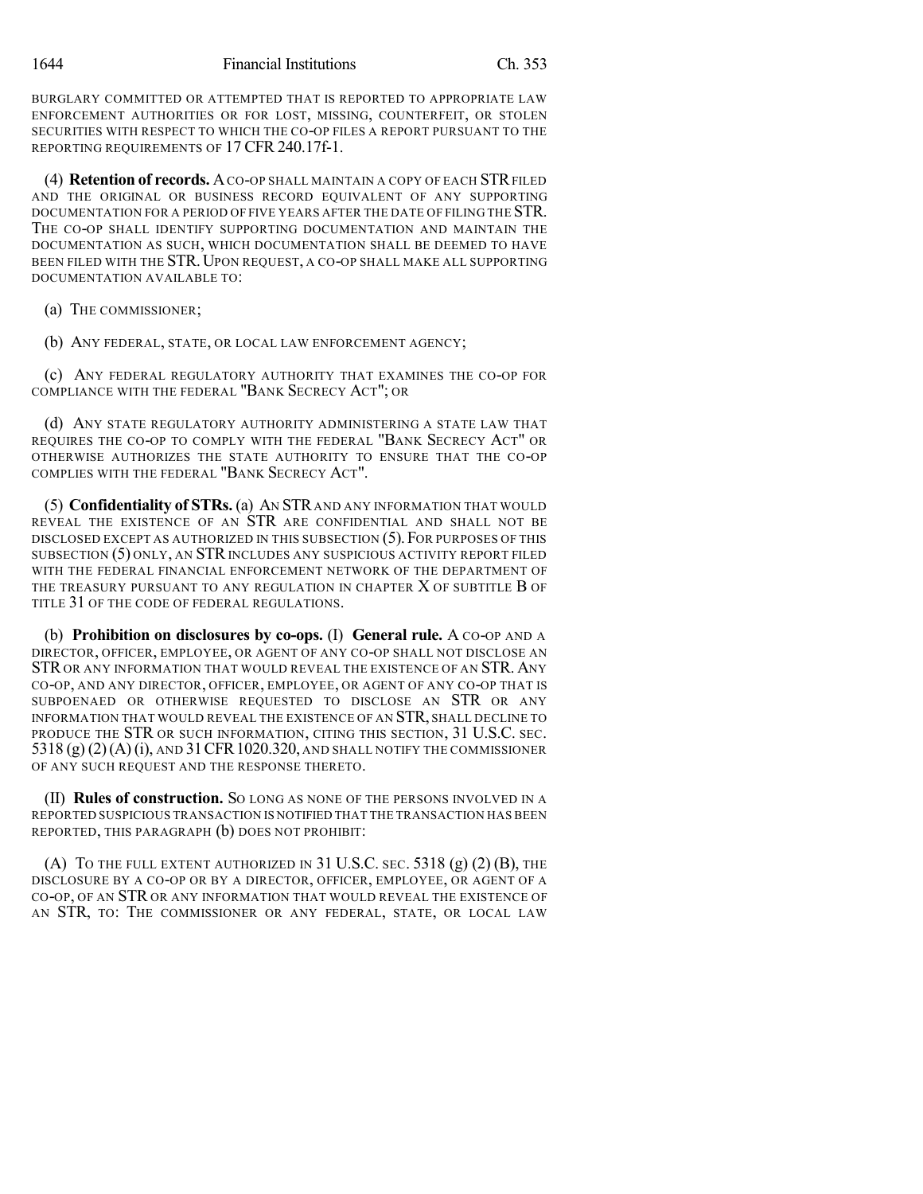BURGLARY COMMITTED OR ATTEMPTED THAT IS REPORTED TO APPROPRIATE LAW ENFORCEMENT AUTHORITIES OR FOR LOST, MISSING, COUNTERFEIT, OR STOLEN SECURITIES WITH RESPECT TO WHICH THE CO-OP FILES A REPORT PURSUANT TO THE REPORTING REQUIREMENTS OF 17 CFR 240.17f-1.

(4) **Retention of records.** A CO-OP SHALL MAINTAIN A COPY OF EACH STR FILED AND THE ORIGINAL OR BUSINESS RECORD EQUIVALENT OF ANY SUPPORTING DOCUMENTATION FOR A PERIOD OF FIVE YEARS AFTER THE DATE OF FILING THE STR. THE CO-OP SHALL IDENTIFY SUPPORTING DOCUMENTATION AND MAINTAIN THE DOCUMENTATION AS SUCH, WHICH DOCUMENTATION SHALL BE DEEMED TO HAVE BEEN FILED WITH THE STR. UPON REQUEST, A CO-OP SHALL MAKE ALL SUPPORTING DOCUMENTATION AVAILABLE TO:

(a) THE COMMISSIONER;

(b) ANY FEDERAL, STATE, OR LOCAL LAW ENFORCEMENT AGENCY;

(c) ANY FEDERAL REGULATORY AUTHORITY THAT EXAMINES THE CO-OP FOR COMPLIANCE WITH THE FEDERAL "BANK SECRECY ACT"; OR

(d) ANY STATE REGULATORY AUTHORITY ADMINISTERING A STATE LAW THAT REQUIRES THE CO-OP TO COMPLY WITH THE FEDERAL "BANK SECRECY ACT" OR OTHERWISE AUTHORIZES THE STATE AUTHORITY TO ENSURE THAT THE CO-OP COMPLIES WITH THE FEDERAL "BANK SECRECY ACT".

(5) **Confidentiality of STRs.** (a) AN STR AND ANY INFORMATION THAT WOULD REVEAL THE EXISTENCE OF AN STR ARE CONFIDENTIAL AND SHALL NOT BE DISCLOSED EXCEPT AS AUTHORIZED IN THIS SUBSECTION (5). FOR PURPOSES OF THIS SUBSECTION (5) ONLY, AN STR INCLUDES ANY SUSPICIOUS ACTIVITY REPORT FILED WITH THE FEDERAL FINANCIAL ENFORCEMENT NETWORK OF THE DEPARTMENT OF THE TREASURY PURSUANT TO ANY REGULATION IN CHAPTER X OF SUBTITLE B OF TITLE 31 OF THE CODE OF FEDERAL REGULATIONS.

(b) **Prohibition on disclosures by co-ops.** (I) **General rule.** A CO-OP AND A DIRECTOR, OFFICER, EMPLOYEE, OR AGENT OF ANY CO-OP SHALL NOT DISCLOSE AN STR OR ANY INFORMATION THAT WOULD REVEAL THE EXISTENCE OF AN STR. ANY CO-OP, AND ANY DIRECTOR, OFFICER, EMPLOYEE, OR AGENT OF ANY CO-OP THAT IS SUBPOENAED OR OTHERWISE REQUESTED TO DISCLOSE AN STR OR ANY INFORMATION THAT WOULD REVEAL THE EXISTENCE OF AN STR, SHALL DECLINE TO PRODUCE THE STR OR SUCH INFORMATION, CITING THIS SECTION, 31 U.S.C. SEC. 5318 (g) (2) (A) (i), AND 31 CFR 1020.320, AND SHALL NOTIFY THE COMMISSIONER OF ANY SUCH REQUEST AND THE RESPONSE THERETO.

(II) **Rules of construction.** SO LONG AS NONE OF THE PERSONS INVOLVED IN A REPORTED SUSPICIOUS TRANSACTION IS NOTIFIED THAT THE TRANSACTION HAS BEEN REPORTED, THIS PARAGRAPH (b) DOES NOT PROHIBIT:

(A) TO THE FULL EXTENT AUTHORIZED IN 31 U.S.C. SEC. 5318 (g) (2) (B), THE DISCLOSURE BY A CO-OP OR BY A DIRECTOR, OFFICER, EMPLOYEE, OR AGENT OF A CO-OP, OF AN STR OR ANY INFORMATION THAT WOULD REVEAL THE EXISTENCE OF AN STR, TO: THE COMMISSIONER OR ANY FEDERAL, STATE, OR LOCAL LAW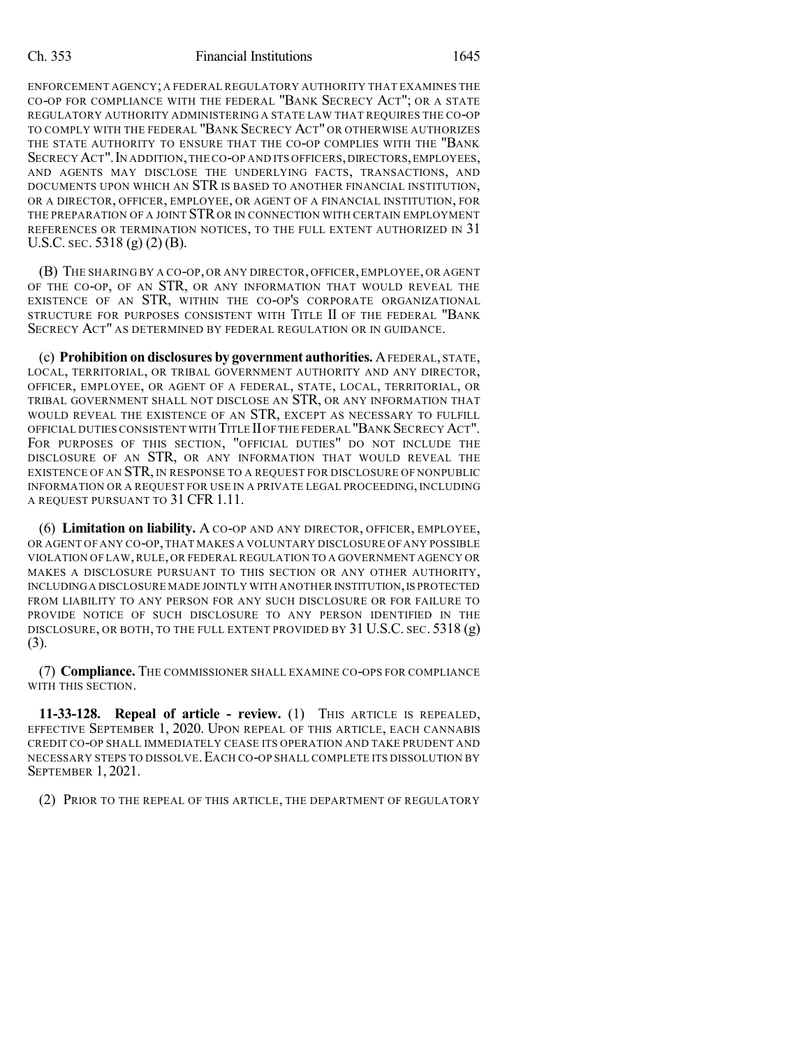ENFORCEMENT AGENCY; A FEDERAL REGULATORY AUTHORITY THAT EXAMINES THE CO-OP FOR COMPLIANCE WITH THE FEDERAL "BANK SECRECY ACT"; OR A STATE REGULATORY AUTHORITY ADMINISTERING A STATE LAW THAT REQUIRES THE CO-OP TO COMPLY WITH THE FEDERAL "BANK SECRECY ACT" OR OTHERWISE AUTHORIZES THE STATE AUTHORITY TO ENSURE THAT THE CO-OP COMPLIES WITH THE "BANK SECRECY ACT". IN ADDITION, THE CO-OP AND ITS OFFICERS, DIRECTORS, EMPLOYEES, AND AGENTS MAY DISCLOSE THE UNDERLYING FACTS, TRANSACTIONS, AND DOCUMENTS UPON WHICH AN STR IS BASED TO ANOTHER FINANCIAL INSTITUTION, OR A DIRECTOR, OFFICER, EMPLOYEE, OR AGENT OF A FINANCIAL INSTITUTION, FOR THE PREPARATION OF A JOINT STR OR IN CONNECTION WITH CERTAIN EMPLOYMENT REFERENCES OR TERMINATION NOTICES, TO THE FULL EXTENT AUTHORIZED IN 31 U.S.C. SEC. 5318 (g) (2) (B).

(B) THE SHARING BY A CO-OP, OR ANY DIRECTOR, OFFICER, EMPLOYEE, OR AGENT OF THE CO-OP, OF AN STR, OR ANY INFORMATION THAT WOULD REVEAL THE EXISTENCE OF AN STR, WITHIN THE CO-OP'S CORPORATE ORGANIZATIONAL STRUCTURE FOR PURPOSES CONSISTENT WITH TITLE II OF THE FEDERAL "BANK SECRECY ACT" AS DETERMINED BY FEDERAL REGULATION OR IN GUIDANCE.

(c) **Prohibition on disclosures by government authorities.** A FEDERAL, STATE, LOCAL, TERRITORIAL, OR TRIBAL GOVERNMENT AUTHORITY AND ANY DIRECTOR, OFFICER, EMPLOYEE, OR AGENT OF A FEDERAL, STATE, LOCAL, TERRITORIAL, OR TRIBAL GOVERNMENT SHALL NOT DISCLOSE AN STR, OR ANY INFORMATION THAT WOULD REVEAL THE EXISTENCE OF AN STR, EXCEPT AS NECESSARY TO FULFILL OFFICIAL DUTIES CONSISTENT WITH TITLE II OF THE FEDERAL "BANK SECRECY ACT". FOR PURPOSES OF THIS SECTION, "OFFICIAL DUTIES" DO NOT INCLUDE THE DISCLOSURE OF AN STR, OR ANY INFORMATION THAT WOULD REVEAL THE EXISTENCE OF AN STR, IN RESPONSE TO A REQUEST FOR DISCLOSURE OF NONPUBLIC INFORMATION OR A REQUEST FOR USE IN A PRIVATE LEGAL PROCEEDING, INCLUDING A REQUEST PURSUANT TO 31 CFR 1.11.

(6) **Limitation on liability.** A CO-OP AND ANY DIRECTOR, OFFICER, EMPLOYEE, OR AGENT OF ANY CO-OP, THAT MAKES A VOLUNTARY DISCLOSURE OF ANY POSSIBLE VIOLATION OF LAW, RULE, OR FEDERAL REGULATION TO A GOVERNMENT AGENCY OR MAKES A DISCLOSURE PURSUANT TO THIS SECTION OR ANY OTHER AUTHORITY, INCLUDING A DISCLOSURE MADE JOINTLY WITH ANOTHER INSTITUTION, IS PROTECTED FROM LIABILITY TO ANY PERSON FOR ANY SUCH DISCLOSURE OR FOR FAILURE TO PROVIDE NOTICE OF SUCH DISCLOSURE TO ANY PERSON IDENTIFIED IN THE DISCLOSURE, OR BOTH, TO THE FULL EXTENT PROVIDED BY 31 U.S.C. SEC. 5318 (g) (3).

(7) **Compliance.** THE COMMISSIONER SHALL EXAMINE CO-OPS FOR COMPLIANCE WITH THIS SECTION.

**11-33-128. Repeal of article - review.** (1) THIS ARTICLE IS REPEALED, EFFECTIVE SEPTEMBER 1, 2020. UPON REPEAL OF THIS ARTICLE, EACH CANNABIS CREDIT CO-OP SHALL IMMEDIATELY CEASE ITS OPERATION AND TAKE PRUDENT AND NECESSARY STEPS TO DISSOLVE. EACH CO-OP SHALL COMPLETE ITS DISSOLUTION BY SEPTEMBER 1, 2021.

(2) PRIOR TO THE REPEAL OF THIS ARTICLE, THE DEPARTMENT OF REGULATORY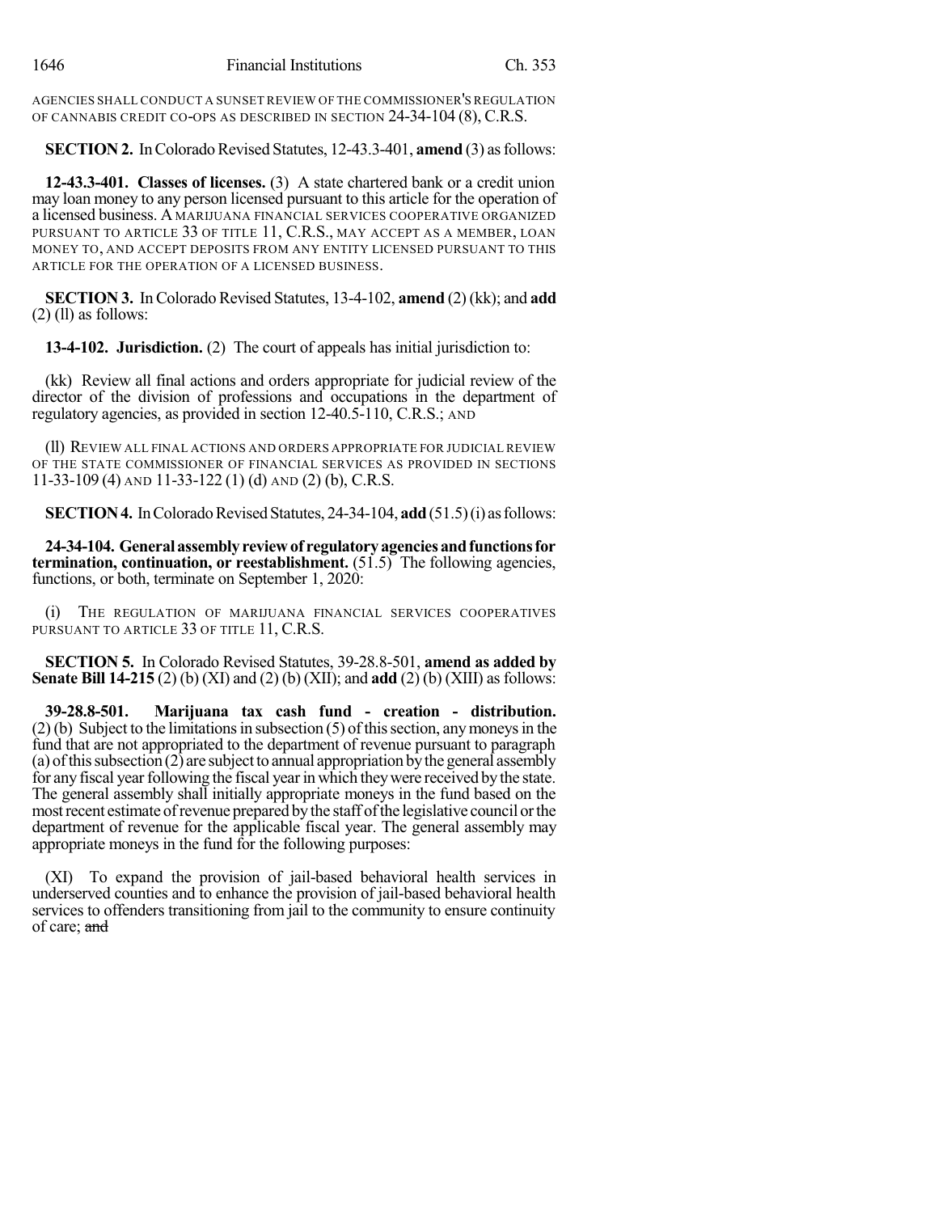AGENCIES SHALL CONDUCT A SUNSET REVIEW OF THE COMMISSIONER'S REGULATION OF CANNABIS CREDIT CO-OPS AS DESCRIBED IN SECTION 24-34-104 (8), C.R.S.

**SECTION 2.** In Colorado Revised Statutes, 12-43.3-401, **amend** (3) as follows:

**12-43.3-401. Classes of licenses.** (3) A state chartered bank or a credit union may loan money to any person licensed pursuant to this article for the operation of a licensed business. A MARIJUANA FINANCIAL SERVICES COOPERATIVE ORGANIZED PURSUANT TO ARTICLE 33 OF TITLE 11, C.R.S., MAY ACCEPT AS A MEMBER, LOAN MONEY TO, AND ACCEPT DEPOSITS FROM ANY ENTITY LICENSED PURSUANT TO THIS ARTICLE FOR THE OPERATION OF A LICENSED BUSINESS.

**SECTION 3.** In Colorado Revised Statutes, 13-4-102, **amend** (2) (kk); and **add** (2) (ll) as follows:

**13-4-102. Jurisdiction.** (2) The court of appeals has initial jurisdiction to:

(kk) Review all final actions and orders appropriate for judicial review of the director of the division of professions and occupations in the department of regulatory agencies, as provided in section 12-40.5-110, C.R.S.; AND

(ll) REVIEW ALL FINAL ACTIONS AND ORDERS APPROPRIATE FOR JUDICIAL REVIEW OF THE STATE COMMISSIONER OF FINANCIAL SERVICES AS PROVIDED IN SECTIONS 11-33-109 (4) AND 11-33-122 (1) (d) AND (2) (b), C.R.S.

**SECTION 4.** In Colorado Revised Statutes, 24-34-104, **add** (51.5) (i) as follows:

**24-34-104. General assembly review of regulatory agencies and functions for termination, continuation, or reestablishment.** (51.5) The following agencies, functions, or both, terminate on September 1, 2020:

(i) THE REGULATION OF MARIJUANA FINANCIAL SERVICES COOPERATIVES PURSUANT TO ARTICLE 33 OF TITLE 11, C.R.S.

**SECTION 5.** In Colorado Revised Statutes, 39-28.8-501, **amend as added by Senate Bill 14-215** (2) (b) (XI) and (2) (b) (XII); and **add** (2) (b) (XIII) as follows:

**39-28.8-501. Marijuana tax cash fund - creation - distribution.** (2) (b) Subject to the limitations in subsection (5) of this section, any moneys in the fund that are not appropriated to the department of revenue pursuant to paragraph (a) of this subsection (2) are subject to annual appropriation by the general assembly for any fiscal year following the fiscal year in which they were received by the state. The general assembly shall initially appropriate moneys in the fund based on the most recent estimate of revenue prepared by the staff of the legislative council or the department of revenue for the applicable fiscal year. The general assembly may appropriate moneys in the fund for the following purposes:

(XI) To expand the provision of jail-based behavioral health services in underserved counties and to enhance the provision of jail-based behavioral health services to offenders transitioning from jail to the community to ensure continuity of care; ~~and~~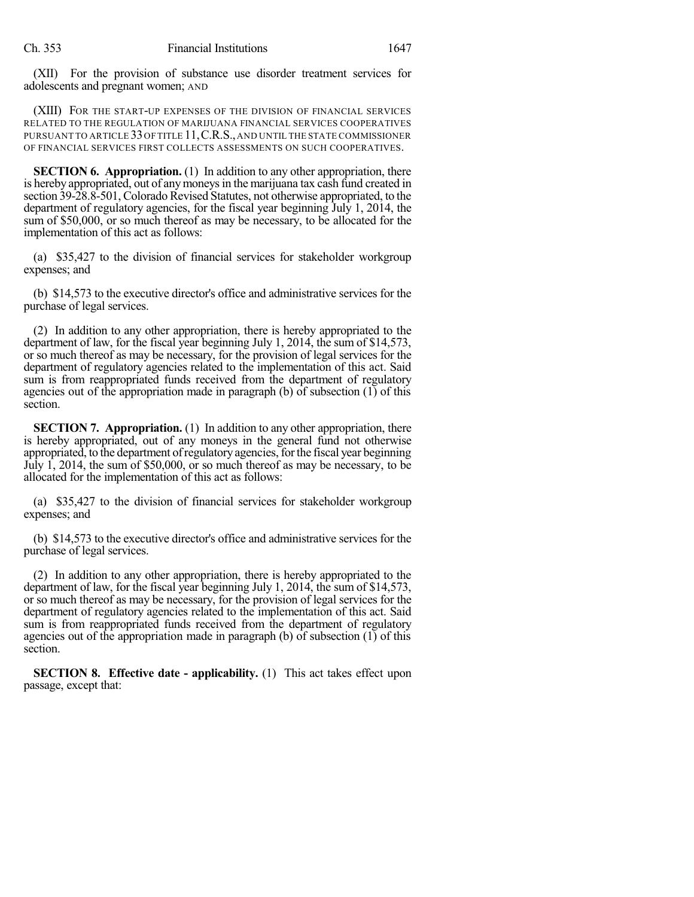(XII) For the provision of substance use disorder treatment services for adolescents and pregnant women; AND

(XIII) FOR THE START-UP EXPENSES OF THE DIVISION OF FINANCIAL SERVICES RELATED TO THE REGULATION OF MARIJUANA FINANCIAL SERVICES COOPERATIVES PURSUANT TO ARTICLE 33 OF TITLE 11, C.R.S., AND UNTIL THE STATE COMMISSIONER OF FINANCIAL SERVICES FIRST COLLECTS ASSESSMENTS ON SUCH COOPERATIVES.

**SECTION 6. Appropriation.** (1) In addition to any other appropriation, there is hereby appropriated, out of any moneys in the marijuana tax cash fund created in section 39-28.8-501, Colorado Revised Statutes, not otherwise appropriated, to the department of regulatory agencies, for the fiscal year beginning July 1, 2014, the sum of $50,000, or so much thereof as may be necessary, to be allocated for the implementation of this act as follows:

(a) $35,427 to the division of financial services for stakeholder workgroup expenses; and

(b) $14,573 to the executive director's office and administrative services for the purchase of legal services.

(2) In addition to any other appropriation, there is hereby appropriated to the department of law, for the fiscal year beginning July 1, 2014, the sum of $14,573, or so much thereof as may be necessary, for the provision of legal services for the department of regulatory agencies related to the implementation of this act. Said sum is from reappropriated funds received from the department of regulatory agencies out of the appropriation made in paragraph (b) of subsection (1) of this section.

**SECTION 7. Appropriation.** (1) In addition to any other appropriation, there is hereby appropriated, out of any moneys in the general fund not otherwise appropriated, to the department of regulatory agencies, for the fiscal year beginning July 1, 2014, the sum of $50,000, or so much thereof as may be necessary, to be allocated for the implementation of this act as follows:

(a) $35,427 to the division of financial services for stakeholder workgroup expenses; and

(b) $14,573 to the executive director's office and administrative services for the purchase of legal services.

(2) In addition to any other appropriation, there is hereby appropriated to the department of law, for the fiscal year beginning July 1, 2014, the sum of $14,573, or so much thereof as may be necessary, for the provision of legal services for the department of regulatory agencies related to the implementation of this act. Said sum is from reappropriated funds received from the department of regulatory agencies out of the appropriation made in paragraph (b) of subsection (1) of this section.

**SECTION 8. Effective date - applicability.** (1) This act takes effect upon passage, except that: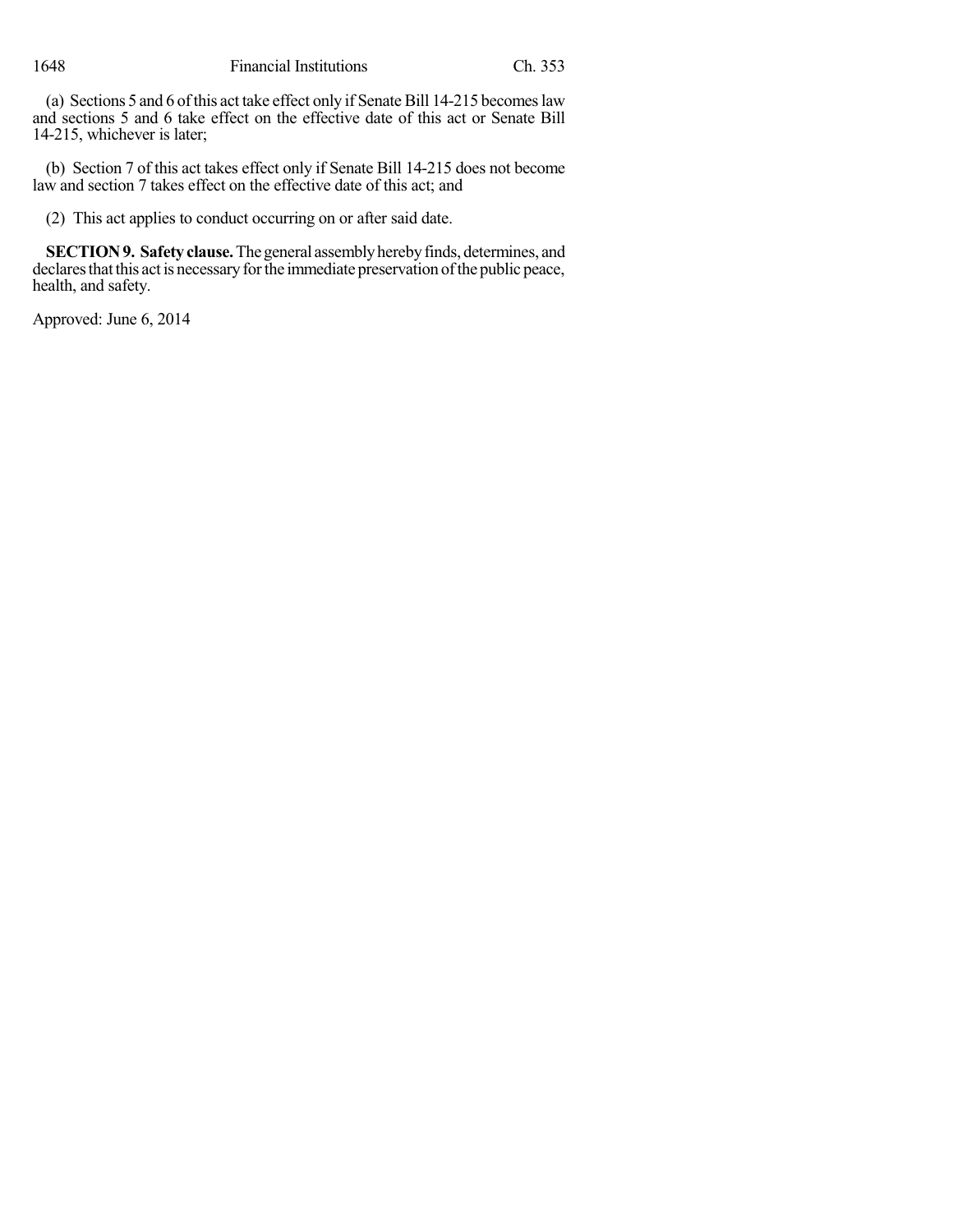(a) Sections 5 and 6 of this act take effect only if Senate Bill 14-215 becomes law and sections 5 and 6 take effect on the effective date of this act or Senate Bill 14-215, whichever is later;

(b) Section 7 of this act takes effect only if Senate Bill 14-215 does not become law and section 7 takes effect on the effective date of this act; and

(2) This act applies to conduct occurring on or after said date.

**SECTION 9. Safety clause.** The general assembly hereby finds, determines, and declares that this act is necessary for the immediate preservation of the public peace, health, and safety.

Approved: June 6, 2014